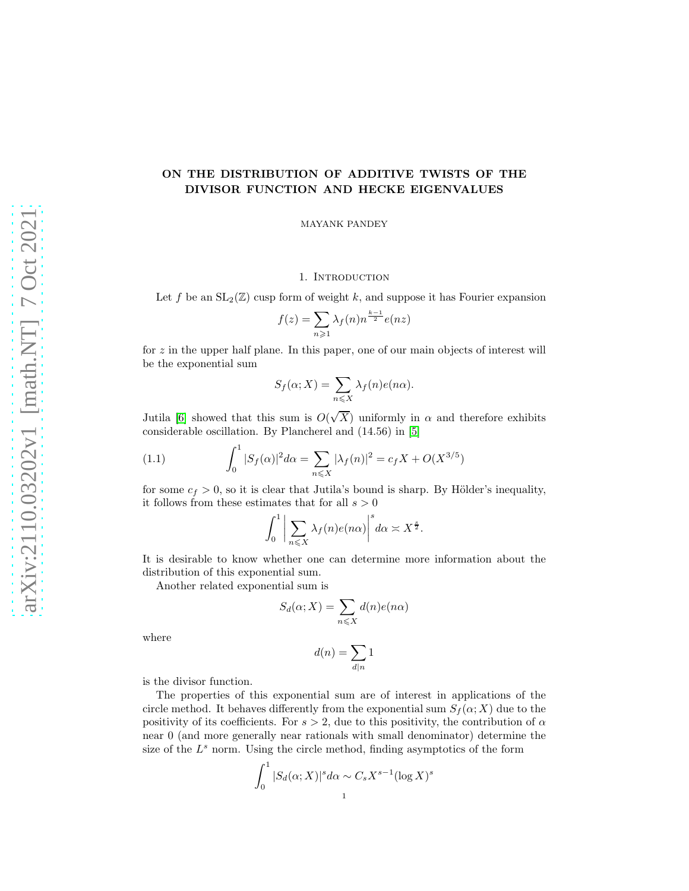# ON THE DISTRIBUTION OF ADDITIVE TWISTS OF THE DIVISOR FUNCTION AND HECKE EIGENVALUES

MAYANK PANDEY

## 1. Introduction

Let $f$ be an $\mathrm{SL}_2(\mathbb{Z})$ cusp form of weight $k$, and suppose it has Fourier expansion

$$f(z) = \sum_{n \geqslant 1} \lambda_f(n) n^{\frac{k-1}{2}} e(nz)$$

for $z$ in the upper half plane. In this paper, one of our main objects of interest will be the exponential sum

$$S_f(\alpha; X) = \sum_{n \leqslant X} \lambda_f(n) e(n\alpha).$$

Jutila [6] showed that this sum is $O(\sqrt{X})$ uniformly in $\alpha$ and therefore exhibits considerable oscillation. By Plancherel and (14.56) in [5]

$$\int_0^1 |S_f(\alpha)|^2 d\alpha = \sum_{n \leqslant X} |\lambda_f(n)|^2 = c_f X + O(X^{3/5}) \tag{1.1}$$

for some $c_f > 0$, so it is clear that Jutila's bound is sharp. By Hölder's inequality, it follows from these estimates that for all $s > 0$

$$\int_0^1 \left| \sum_{n \leqslant X} \lambda_f(n) e(n\alpha) \right|^s d\alpha \asymp X^{\frac{s}{2}}.$$

It is desirable to know whether one can determine more information about the distribution of this exponential sum.

Another related exponential sum is

$$S_d(\alpha; X) = \sum_{n \leqslant X} d(n) e(n\alpha)$$

where

$$d(n) = \sum_{d|n} 1$$

is the divisor function.

The properties of this exponential sum are of interest in applications of the circle method. It behaves differently from the exponential sum $S_f(\alpha; X)$ due to the positivity of its coefficients. For $s > 2$, due to this positivity, the contribution of $\alpha$ near 0 (and more generally near rationals with small denominator) determine the size of the $L^s$ norm. Using the circle method, finding asymptotics of the form

$$\int_0^1 |S_d(\alpha; X)|^s d\alpha \sim C_s X^{s-1} (\log X)^s$$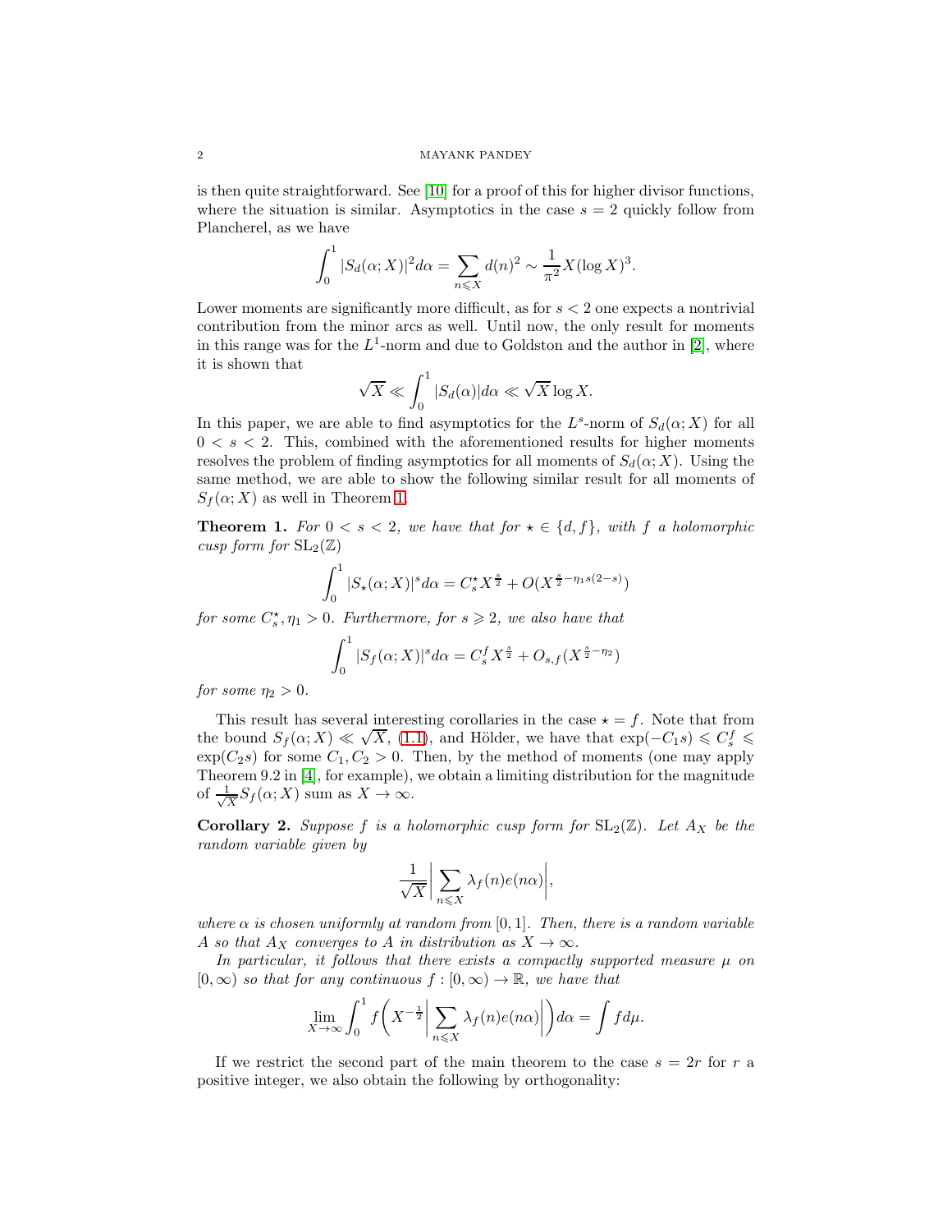is then quite straightforward. See [10] for a proof of this for higher divisor functions, where the situation is similar. Asymptotics in the case $s = 2$ quickly follow from Plancherel, as we have

$$\int_0^1 |S_d(\alpha; X)|^2 d\alpha = \sum_{n \leqslant X} d(n)^2 \sim \frac{1}{\pi^2} X (\log X)^3.$$

Lower moments are significantly more difficult, as for $s < 2$ one expects a nontrivial contribution from the minor arcs as well. Until now, the only result for moments in this range was for the $L^1$-norm and due to Goldston and the author in [2], where it is shown that

$$\sqrt{X} \ll \int_0^1 |S_d(\alpha)| d\alpha \ll \sqrt{X} \log X.$$

In this paper, we are able to find asymptotics for the $L^s$-norm of $S_d(\alpha; X)$ for all $0 < s < 2$. This, combined with the aforementioned results for higher moments resolves the problem of finding asymptotics for all moments of $S_d(\alpha; X)$. Using the same method, we are able to show the following similar result for all moments of $S_f(\alpha; X)$ as well in Theorem 1.

**Theorem 1.** *For $0 < s < 2$, we have that for $\star \in \{d, f\}$, with $f$ a holomorphic cusp form for $\mathrm{SL}_2(\mathbb{Z})$*

$$\int_0^1 |S_\star(\alpha; X)|^s d\alpha = C_s^\star X^{\frac{s}{2}} + O(X^{\frac{s}{2} - \eta_1 s(2-s)})$$

*for some $C_s^\star, \eta_1 > 0$. Furthermore, for $s \geqslant 2$, we also have that*

$$\int_0^1 |S_f(\alpha; X)|^s d\alpha = C_s^f X^{\frac{s}{2}} + O_{s,f}(X^{\frac{s}{2} - \eta_2})$$

*for some $\eta_2 > 0$.*

This result has several interesting corollaries in the case $\star = f$. Note that from the bound $S_f(\alpha; X) \ll \sqrt{X}$, (1.1), and Hölder, we have that $\exp(-C_1 s) \leqslant C_s^f \leqslant \exp(C_2 s)$ for some $C_1, C_2 > 0$. Then, by the method of moments (one may apply Theorem 9.2 in [4], for example), we obtain a limiting distribution for the magnitude of $\frac{1}{\sqrt{X}} S_f(\alpha; X)$ sum as $X \to \infty$.

**Corollary 2.** *Suppose $f$ is a holomorphic cusp form for $\mathrm{SL}_2(\mathbb{Z})$. Let $A_X$ be the random variable given by*

$$\frac{1}{\sqrt{X}} \left| \sum_{n \leqslant X} \lambda_f(n) e(n\alpha) \right|,$$

*where $\alpha$ is chosen uniformly at random from $[0, 1]$. Then, there is a random variable $A$ so that $A_X$ converges to $A$ in distribution as $X \to \infty$.*

*In particular, it follows that there exists a compactly supported measure $\mu$ on $[0, \infty)$ so that for any continuous $f : [0, \infty) \to \mathbb{R}$, we have that*

$$\lim_{X \to \infty} \int_0^1 f\left( X^{-\frac{1}{2}} \left| \sum_{n \leqslant X} \lambda_f(n) e(n\alpha) \right| \right) d\alpha = \int f d\mu.$$

If we restrict the second part of the main theorem to the case $s = 2r$ for $r$ a positive integer, we also obtain the following by orthogonality: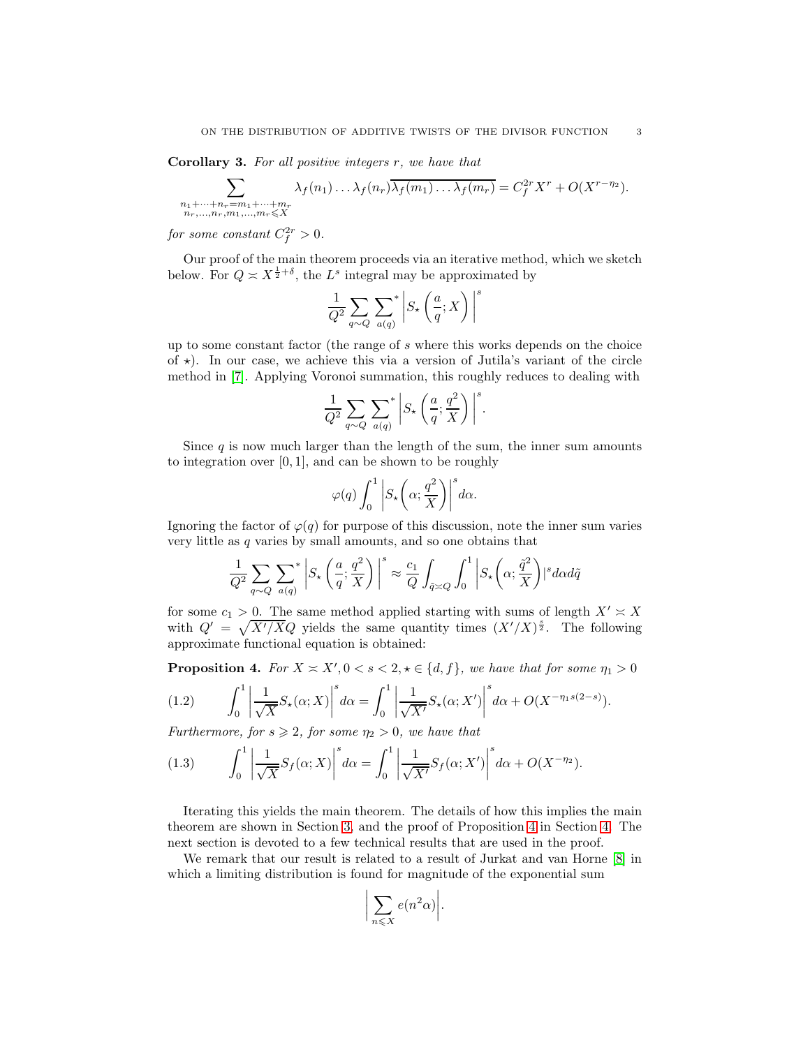**Corollary 3.** *For all positive integers $r$, we have that*

$$\sum_{\substack{n_1+\cdots+n_r=m_1+\cdots+m_r\\ n_r,\ldots,n_r,m_1,\ldots,m_r\leqslant X}} \lambda_f(n_1)\ldots\lambda_f(n_r)\overline{\lambda_f(m_1)\ldots\lambda_f(m_r)} = C_f^{2r}X^r + O(X^{r-\eta_2}).$$

*for some constant $C_f^{2r}>0$.*

Our proof of the main theorem proceeds via an iterative method, which we sketch below. For $Q \asymp X^{\frac{1}{2}+\delta}$, the $L^s$ integral may be approximated by

$$\frac{1}{Q^2}\sum_{q\sim Q}\sideset{}{^*}\sum_{a(q)}\left|S_\star\left(\frac{a}{q};X\right)\right|^s$$

up to some constant factor (the range of $s$ where this works depends on the choice of $\star$). In our case, we achieve this via a version of Jutila's variant of the circle method in [7]. Applying Voronoi summation, this roughly reduces to dealing with

$$\frac{1}{Q^2}\sum_{q\sim Q}\sideset{}{^*}\sum_{a(q)}\left|S_\star\left(\frac{a}{q};\frac{q^2}{X}\right)\right|^s.$$

Since $q$ is now much larger than the length of the sum, the inner sum amounts to integration over $[0,1]$, and can be shown to be roughly

$$\varphi(q)\int_0^1\left|S_\star\bigg(\alpha;\frac{q^2}{X}\bigg)\right|^s d\alpha.$$

Ignoring the factor of $\varphi(q)$ for purpose of this discussion, note the inner sum varies very little as $q$ varies by small amounts, and so one obtains that

$$\frac{1}{Q^2}\sum_{q\sim Q}\sideset{}{^*}\sum_{a(q)}\left|S_\star\left(\frac{a}{q};\frac{q^2}{X}\right)\right|^s \approx \frac{c_1}{Q}\int_{\tilde{q}\asymp Q}\int_0^1\left|S_\star\bigg(\alpha;\frac{\tilde{q}^2}{X}\bigg)\right|^s d\alpha d\tilde{q}$$

for some $c_1>0$. The same method applied starting with sums of length $X'\asymp X$ with $Q'=\sqrt{X'/X}Q$ yields the same quantity times $(X'/X)^{\frac{s}{2}}$. The following approximate functional equation is obtained:

**Proposition 4.** *For $X\asymp X'$, $0<s<2$, $\star\in\{d,f\}$, we have that for some $\eta_1>0$*

$$\int_0^1\left|\frac{1}{\sqrt{X}}S_\star(\alpha;X)\right|^s d\alpha = \int_0^1\left|\frac{1}{\sqrt{X'}}S_\star(\alpha;X')\right|^s d\alpha + O(X^{-\eta_1 s(2-s)}). \tag{1.2}$$

*Furthermore, for $s\geqslant 2$, for some $\eta_2>0$, we have that*

$$\int_0^1\left|\frac{1}{\sqrt{X}}S_f(\alpha;X)\right|^s d\alpha = \int_0^1\left|\frac{1}{\sqrt{X'}}S_f(\alpha;X')\right|^s d\alpha + O(X^{-\eta_2}). \tag{1.3}$$

Iterating this yields the main theorem. The details of how this implies the main theorem are shown in Section 3, and the proof of Proposition 4 in Section 4. The next section is devoted to a few technical results that are used in the proof.

We remark that our result is related to a result of Jurkat and van Horne [8] in which a limiting distribution is found for magnitude of the exponential sum

$$\left|\sum_{n\leqslant X}e(n^2\alpha)\right|.$$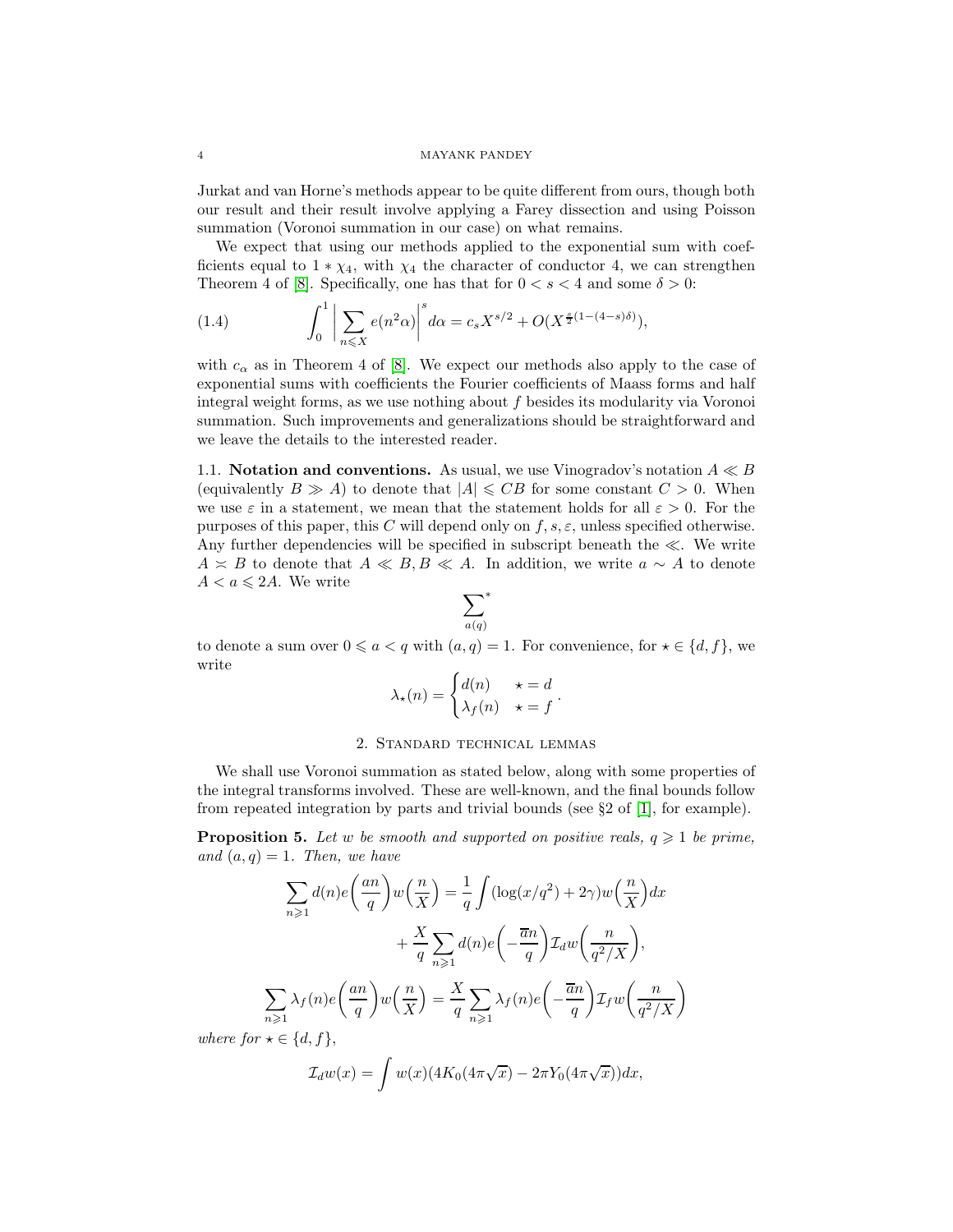Jurkat and van Horne's methods appear to be quite different from ours, though both our result and their result involve applying a Farey dissection and using Poisson summation (Voronoi summation in our case) on what remains.

We expect that using our methods applied to the exponential sum with coefficients equal to $1 * \chi_4$, with $\chi_4$ the character of conductor 4, we can strengthen Theorem 4 of [8]. Specifically, one has that for $0 < s < 4$ and some $\delta > 0$:

$$\int_0^1 \bigg| \sum_{n \leqslant X} e(n^2 \alpha) \bigg|^s d\alpha = c_s X^{s/2} + O(X^{\frac{s}{2}(1-(4-s)\delta)}), \tag{1.4}$$

with $c_\alpha$ as in Theorem 4 of [8]. We expect our methods also apply to the case of exponential sums with coefficients the Fourier coefficients of Maass forms and half integral weight forms, as we use nothing about $f$ besides its modularity via Voronoi summation. Such improvements and generalizations should be straightforward and we leave the details to the interested reader.

### 1.1. Notation and conventions.

As usual, we use Vinogradov's notation $A \ll B$ (equivalently $B \gg A$) to denote that $|A| \leqslant CB$ for some constant $C > 0$. When we use $\varepsilon$ in a statement, we mean that the statement holds for all $\varepsilon > 0$. For the purposes of this paper, this $C$ will depend only on $f, s, \varepsilon$, unless specified otherwise. Any further dependencies will be specified in subscript beneath the $\ll$. We write $A \asymp B$ to denote that $A \ll B, B \ll A$. In addition, we write $a \sim A$ to denote $A < a \leqslant 2A$. We write

$$\sideset{}{^*}\sum_{a(q)}$$

to denote a sum over $0 \leqslant a < q$ with $(a, q) = 1$. For convenience, for $\star \in \{d, f\}$, we write

$$\lambda_\star(n) = \begin{cases} d(n) & \star = d \\ \lambda_f(n) & \star = f \end{cases}.$$

## 2. Standard technical lemmas

We shall use Voronoi summation as stated below, along with some properties of the integral transforms involved. These are well-known, and the final bounds follow from repeated integration by parts and trivial bounds (see §2 of [1], for example).

**Proposition 5.** *Let $w$ be smooth and supported on positive reals, $q \geqslant 1$ be prime, and $(a, q) = 1$. Then, we have*

$$\sum_{n \geqslant 1} d(n) e\bigg(\frac{an}{q}\bigg) w\bigg(\frac{n}{X}\bigg) = \frac{1}{q} \int (\log(x/q^2) + 2\gamma) w\bigg(\frac{n}{X}\bigg) dx$$
$$+ \frac{X}{q} \sum_{n \geqslant 1} d(n) e\bigg(-\frac{\overline{a}n}{q}\bigg) \mathcal{I}_d w\bigg(\frac{n}{q^2/X}\bigg),$$

$$\sum_{n \geqslant 1} \lambda_f(n) e\bigg(\frac{an}{q}\bigg) w\bigg(\frac{n}{X}\bigg) = \frac{X}{q} \sum_{n \geqslant 1} \lambda_f(n) e\bigg(-\frac{\overline{a}n}{q}\bigg) \mathcal{I}_f w\bigg(\frac{n}{q^2/X}\bigg)$$

*where for $\star \in \{d, f\}$,*

$$\mathcal{I}_d w(x) = \int w(x)(4K_0(4\pi\sqrt{x}) - 2\pi Y_0(4\pi\sqrt{x}))dx,$$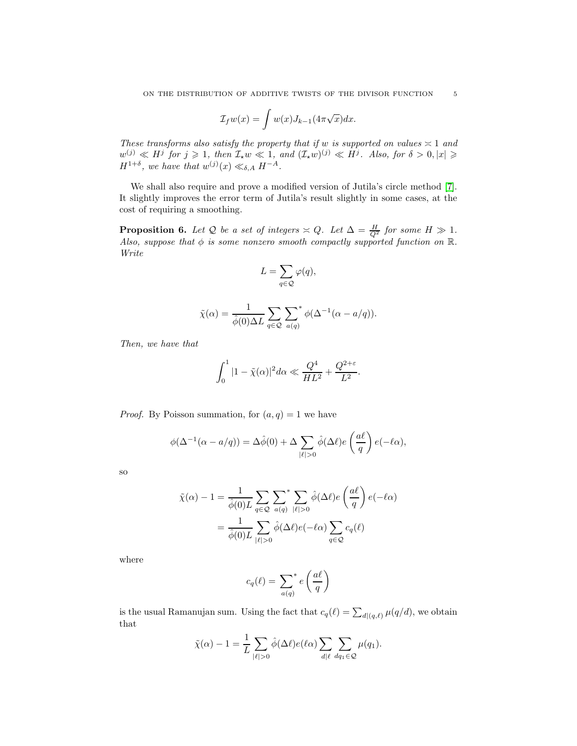$$\mathcal{I}_f w(x) = \int w(x) J_{k-1}(4\pi\sqrt{x}) dx.$$

*These transforms also satisfy the property that if $w$ is supported on values $\asymp 1$ and $w^{(j)} \ll H^j$ for $j \geqslant 1$, then $\mathcal{I}_\star w \ll 1$, and $(\mathcal{I}_\star w)^{(j)} \ll H^j$. Also, for $\delta > 0, |x| \geqslant H^{1+\delta}$, we have that $w^{(j)}(x) \ll_{\delta,A} H^{-A}$.*

We shall also require and prove a modified version of Jutila's circle method [7]. It slightly improves the error term of Jutila's result slightly in some cases, at the cost of requiring a smoothing.

**Proposition 6.** *Let $\mathcal{Q}$ be a set of integers $\asymp Q$. Let $\Delta = \frac{H}{Q^2}$ for some $H \gg 1$. Also, suppose that $\phi$ is some nonzero smooth compactly supported function on $\mathbb{R}$. Write*

$$L = \sum_{q \in \mathcal{Q}} \varphi(q),$$

$$\tilde{\chi}(\alpha) = \frac{1}{\hat{\phi}(0)\Delta L} \sum_{q \in \mathcal{Q}} \sideset{}{^*}\sum_{a(q)} \phi(\Delta^{-1}(\alpha - a/q)).$$

*Then, we have that*

$$\int_0^1 |1 - \tilde{\chi}(\alpha)|^2 d\alpha \ll \frac{Q^4}{HL^2} + \frac{Q^{2+\varepsilon}}{L^2}.$$

*Proof.* By Poisson summation, for $(a,q) = 1$ we have

$$\phi(\Delta^{-1}(\alpha - a/q)) = \Delta\hat{\phi}(0) + \Delta \sum_{|\ell|>0} \hat{\phi}(\Delta\ell) e\left(\frac{a\ell}{q}\right) e(-\ell\alpha),$$

so

$$\begin{aligned}
\tilde{\chi}(\alpha) - 1 &= \frac{1}{\hat{\phi}(0)L} \sum_{q \in \mathcal{Q}} \sideset{}{^*}\sum_{a(q)} \sum_{|\ell|>0} \hat{\phi}(\Delta\ell) e\left(\frac{a\ell}{q}\right) e(-\ell\alpha) \\
&= \frac{1}{\hat{\phi}(0)L} \sum_{|\ell|>0} \hat{\phi}(\Delta\ell) e(-\ell\alpha) \sum_{q \in \mathcal{Q}} c_q(\ell)
\end{aligned}$$

where

$$c_q(\ell) = \sideset{}{^*}\sum_{a(q)} e\left(\frac{a\ell}{q}\right)$$

is the usual Ramanujan sum. Using the fact that $c_q(\ell) = \sum_{d|(q,\ell)} \mu(q/d)$, we obtain that

$$\tilde{\chi}(\alpha) - 1 = \frac{1}{L} \sum_{|\ell|>0} \hat{\phi}(\Delta\ell) e(\ell\alpha) \sum_{d|\ell} \sum_{dq_1 \in \mathcal{Q}} \mu(q_1).$$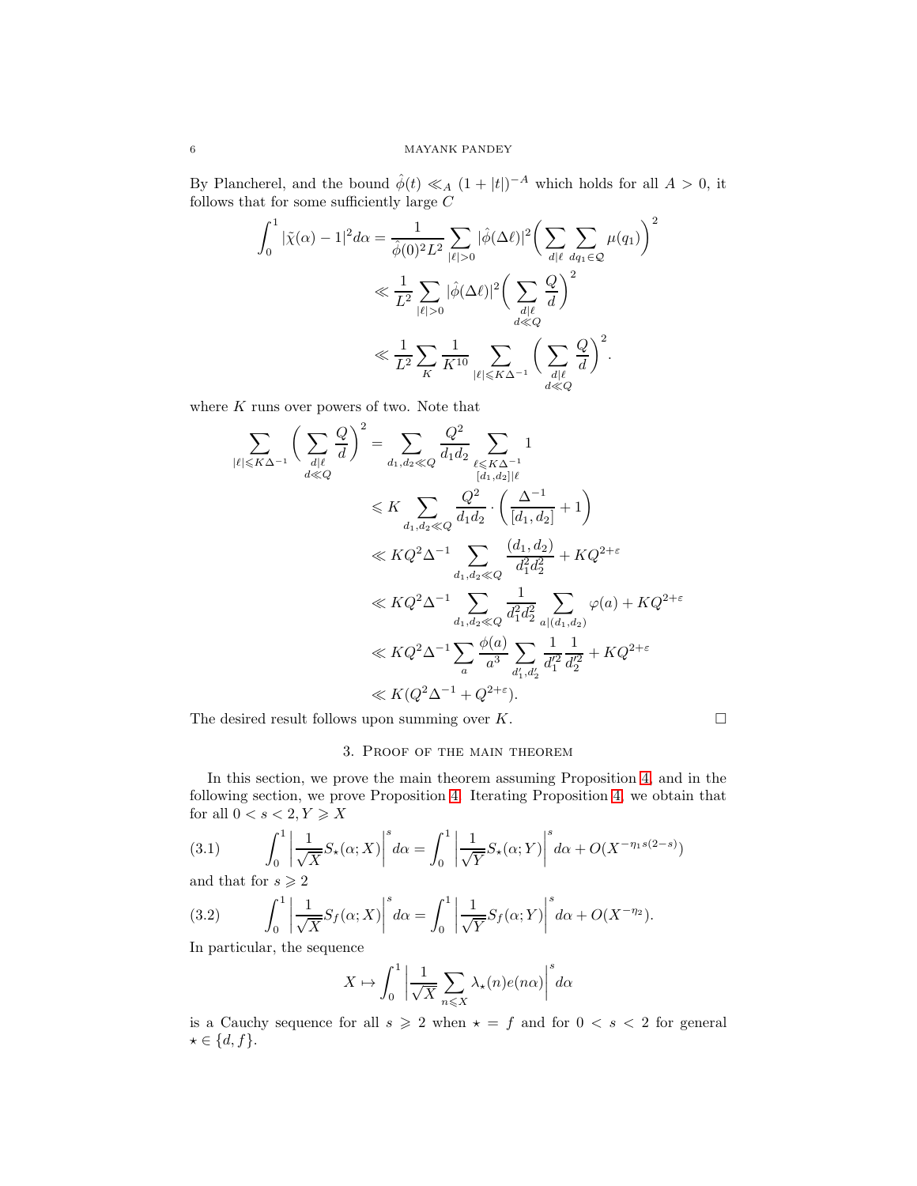By Plancherel, and the bound $\hat{\phi}(t) \ll_A (1+|t|)^{-A}$ which holds for all $A > 0$, it follows that for some sufficiently large $C$

$$
\begin{aligned}
\int_0^1 |\tilde{\chi}(\alpha) - 1|^2 d\alpha &= \frac{1}{\hat{\phi}(0)^2 L^2} \sum_{|\ell|>0} |\hat{\phi}(\Delta \ell)|^2 \bigg( \sum_{d|\ell} \sum_{dq_1 \in \mathcal{Q}} \mu(q_1) \bigg)^2 \\
&\ll \frac{1}{L^2} \sum_{|\ell|>0} |\hat{\phi}(\Delta \ell)|^2 \bigg( \sum_{\substack{d|\ell \\ d \ll Q}} \frac{Q}{d} \bigg)^2 \\
&\ll \frac{1}{L^2} \sum_K \frac{1}{K^{10}} \sum_{|\ell| \leqslant K\Delta^{-1}} \bigg( \sum_{\substack{d|\ell \\ d \ll Q}} \frac{Q}{d} \bigg)^2 .
\end{aligned}
$$

where $K$ runs over powers of two. Note that

$$
\begin{aligned}
\sum_{|\ell| \leqslant K\Delta^{-1}} \bigg( \sum_{\substack{d|\ell \\ d \ll Q}} \frac{Q}{d} \bigg)^2 &= \sum_{d_1, d_2 \ll Q} \frac{Q^2}{d_1 d_2} \sum_{\substack{\ell \leqslant K\Delta^{-1} \\ [d_1,d_2] | \ell}} 1 \\
&\leqslant K \sum_{d_1, d_2 \ll Q} \frac{Q^2}{d_1 d_2} \cdot \bigg( \frac{\Delta^{-1}}{[d_1, d_2]} + 1 \bigg) \\
&\ll KQ^2 \Delta^{-1} \sum_{d_1, d_2 \ll Q} \frac{(d_1, d_2)}{d_1^2 d_2^2} + KQ^{2+\varepsilon} \\
&\ll KQ^2 \Delta^{-1} \sum_{d_1, d_2 \ll Q} \frac{1}{d_1^2 d_2^2} \sum_{a | (d_1, d_2)} \varphi(a) + KQ^{2+\varepsilon} \\
&\ll KQ^2 \Delta^{-1} \sum_a \frac{\phi(a)}{a^3} \sum_{d_1', d_2'} \frac{1}{d_1'^2} \frac{1}{d_2'^2} + KQ^{2+\varepsilon} \\
&\ll K(Q^2 \Delta^{-1} + Q^{2+\varepsilon}).
\end{aligned}
$$

The desired result follows upon summing over $K$. $\square$

## 3. Proof of the main theorem

In this section, we prove the main theorem assuming Proposition 4, and in the following section, we prove Proposition 4. Iterating Proposition 4, we obtain that for all $0 < s < 2, Y \geqslant X$

$$
\int_0^1 \left| \frac{1}{\sqrt{X}} S_\star(\alpha; X) \right|^s d\alpha = \int_0^1 \left| \frac{1}{\sqrt{Y}} S_\star(\alpha; Y) \right|^s d\alpha + O(X^{-\eta_1 s(2-s)}) \tag{3.1}
$$

and that for $s \geqslant 2$

$$
\int_0^1 \left| \frac{1}{\sqrt{X}} S_f(\alpha; X) \right|^s d\alpha = \int_0^1 \left| \frac{1}{\sqrt{Y}} S_f(\alpha; Y) \right|^s d\alpha + O(X^{-\eta_2}). \tag{3.2}
$$

In particular, the sequence

$$
X \mapsto \int_0^1 \left| \frac{1}{\sqrt{X}} \sum_{n \leqslant X} \lambda_\star(n) e(n\alpha) \right|^s d\alpha
$$

is a Cauchy sequence for all $s \geqslant 2$ when $\star = f$ and for $0 < s < 2$ for general $\star \in \{d, f\}$.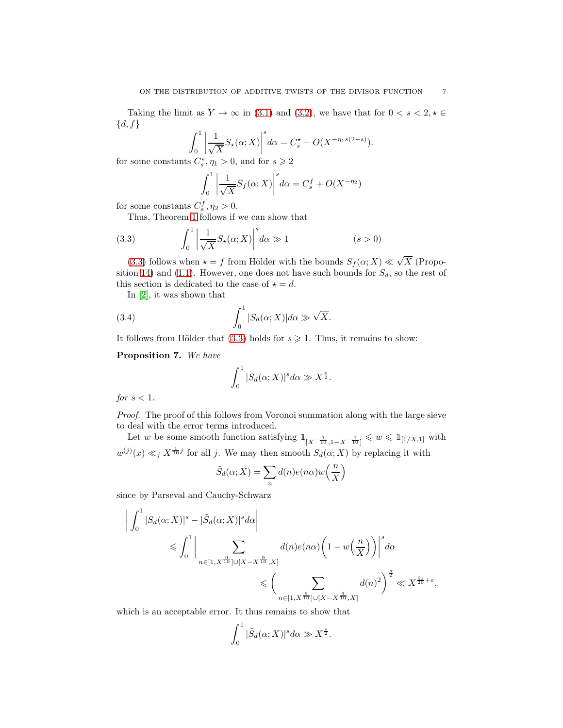Taking the limit as $Y \to \infty$ in (3.1) and (3.2), we have that for $0 < s < 2, \star \in \{d, f\}$

$$\int_0^1 \left| \frac{1}{\sqrt{X}} S_\star(\alpha; X) \right|^s d\alpha = C_s^\star + O(X^{-\eta_1 s(2-s)}).$$

for some constants $C_s^\star, \eta_1 > 0$, and for $s \geqslant 2$

$$\int_0^1 \left| \frac{1}{\sqrt{X}} S_f(\alpha; X) \right|^s d\alpha = C_s^f + O(X^{-\eta_2})$$

for some constants $C_s^f, \eta_2 > 0$.

Thus, Theorem 1 follows if we can show that

$$\int_0^1 \left| \frac{1}{\sqrt{X}} S_\star(\alpha; X) \right|^s d\alpha \gg 1 \qquad (s > 0) \tag{3.3}$$

(3.3) follows when $\star = f$ from Hölder with the bounds $S_f(\alpha; X) \ll \sqrt{X}$ (Proposition 14) and (1.1). However, one does not have such bounds for $S_d$, so the rest of this section is dedicated to the case of $\star = d$.

In [2], it was shown that

$$\int_0^1 |S_d(\alpha; X)| d\alpha \gg \sqrt{X}. \tag{3.4}$$

It follows from Hölder that (3.3) holds for $s \geqslant 1$. Thus, it remains to show:

**Proposition 7.** *We have*

$$\int_0^1 |S_d(\alpha; X)|^s d\alpha \gg X^{\frac{s}{2}}.$$

*for* $s < 1$.

*Proof.* The proof of this follows from Voronoi summation along with the large sieve to deal with the error terms introduced.

Let $w$ be some smooth function satisfying $\mathbb{1}_{[X^{-\frac{1}{10}}, 1 - X^{-\frac{1}{10}}]} \leqslant w \leqslant \mathbb{1}_{[1/X, 1]}$ with $w^{(j)}(x) \ll_j X^{\frac{1}{10}j}$ for all $j$. We may then smooth $S_d(\alpha; X)$ by replacing it with

$$\tilde{S}_d(\alpha; X) = \sum_n d(n) e(n\alpha) w\Big(\frac{n}{X}\Big)$$

since by Parseval and Cauchy-Schwarz

$$\begin{aligned}
\left| \int_0^1 |S_d(\alpha; X)|^s - |\tilde{S}_d(\alpha; X)|^s d\alpha \right| \\
\leqslant \int_0^1 \Bigg| \sum_{n \in [1, X^{\frac{9}{10}}] \cup [X - X^{\frac{9}{10}}, X]} d(n) e(n\alpha) \Big( 1 - w\Big(\frac{n}{X}\Big)\Big) \Bigg|^s d\alpha \\
\leqslant \Bigg( \sum_{n \in [1, X^{\frac{9}{10}}] \cup [X - X^{\frac{9}{10}}, X]} d(n)^2 \Bigg)^{\frac{s}{2}} \ll X^{\frac{9s}{20} + \varepsilon},
\end{aligned}$$

which is an acceptable error. It thus remains to show that

$$\int_0^1 |\tilde{S}_d(\alpha; X)|^s d\alpha \gg X^{\frac{s}{2}}.$$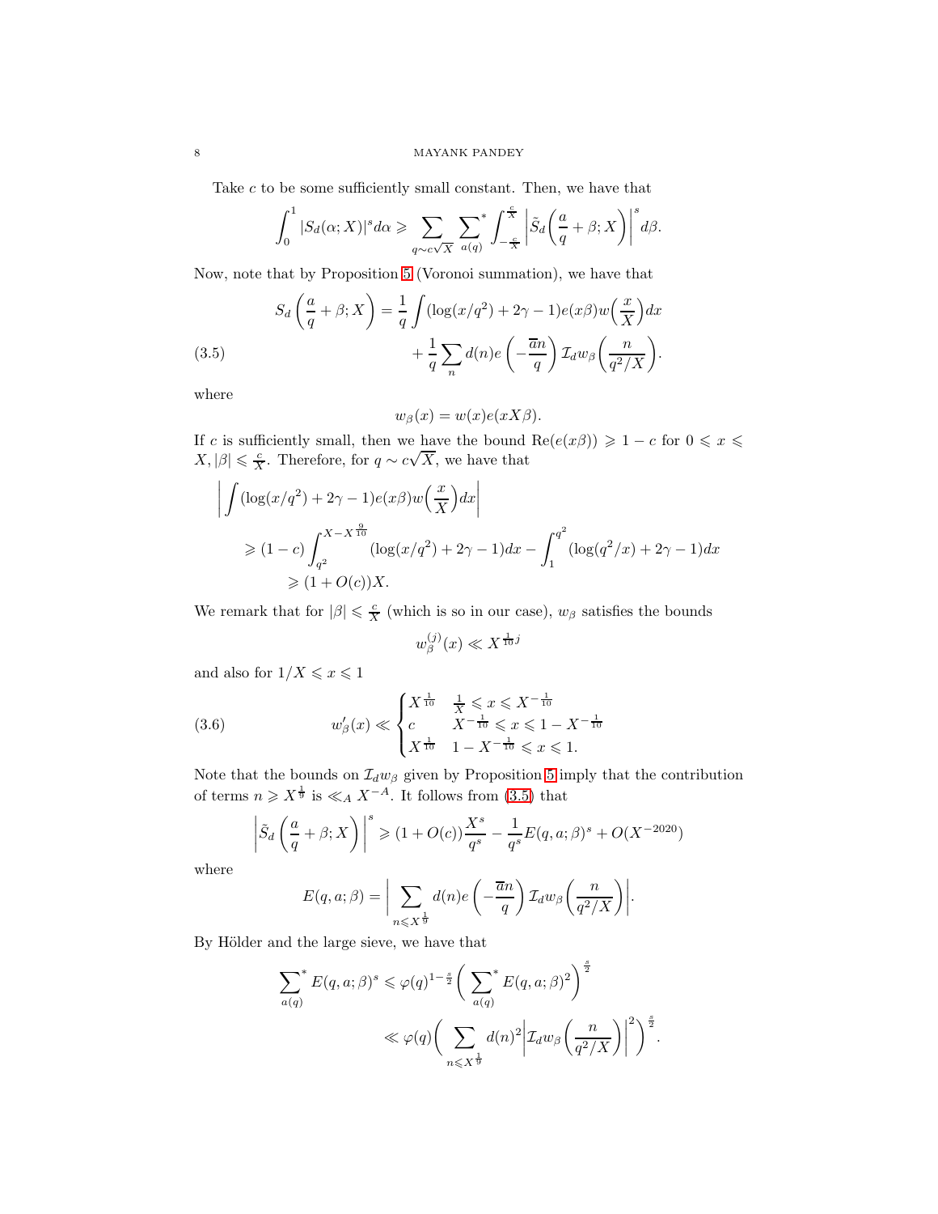Take $c$ to be some sufficiently small constant. Then, we have that

$$\int_0^1 |S_d(\alpha;X)|^s d\alpha \geqslant \sum_{q\sim c\sqrt{X}} \sideset{}{^*}\sum_{a(q)} \int_{-\frac{c}{X}}^{\frac{c}{X}} \left|\tilde{S}_d\left(\frac{a}{q}+\beta;X\right)\right|^s d\beta.$$

Now, note that by Proposition 5 (Voronoi summation), we have that

$$\begin{aligned} S_d\left(\frac{a}{q}+\beta;X\right) &= \frac{1}{q}\int (\log(x/q^2)+2\gamma-1)e(x\beta)w\Big(\frac{x}{X}\Big)dx \\ &\quad + \frac{1}{q}\sum_n d(n)e\left(-\frac{\overline{a}n}{q}\right)\mathcal{I}_d w_\beta\Big(\frac{n}{q^2/X}\Big). \end{aligned} \tag{3.5}$$

where

$$w_\beta(x) = w(x)e(xX\beta).$$

If $c$ is sufficiently small, then we have the bound $\mathrm{Re}(e(x\beta)) \geqslant 1-c$ for $0\leqslant x\leqslant X, |\beta|\leqslant \frac{c}{X}$. Therefore, for $q\sim c\sqrt{X}$, we have that

$$\begin{aligned} &\left|\int (\log(x/q^2)+2\gamma-1)e(x\beta)w\Big(\frac{x}{X}\Big)dx\right| \\ &\quad\geqslant (1-c)\int_{q^2}^{X-X^{\frac{9}{10}}}(\log(x/q^2)+2\gamma-1)dx - \int_1^{q^2}(\log(q^2/x)+2\gamma-1)dx \\ &\quad\geqslant (1+O(c))X. \end{aligned}$$

We remark that for $|\beta|\leqslant\frac{c}{X}$ (which is so in our case), $w_\beta$ satisfies the bounds

$$w_\beta^{(j)}(x) \ll X^{\frac{1}{10}j}$$

and also for $1/X\leqslant x\leqslant 1$

$$w_\beta'(x) \ll \begin{cases} X^{\frac{1}{10}} & \frac{1}{X}\leqslant x\leqslant X^{-\frac{1}{10}} \\ c & X^{-\frac{1}{10}}\leqslant x\leqslant 1-X^{-\frac{1}{10}} \\ X^{\frac{1}{10}} & 1-X^{-\frac{1}{10}}\leqslant x\leqslant 1. \end{cases} \tag{3.6}$$

Note that the bounds on $\mathcal{I}_d w_\beta$ given by Proposition 5 imply that the contribution of terms $n\geqslant X^{\frac{1}{9}}$ is $\ll_A X^{-A}$. It follows from (3.5) that

$$\left|\tilde{S}_d\left(\frac{a}{q}+\beta;X\right)\right|^s \geqslant (1+O(c))\frac{X^s}{q^s} - \frac{1}{q^s}E(q,a;\beta)^s + O(X^{-2020})$$

where

$$E(q,a;\beta) = \Bigg|\sum_{n\leqslant X^{\frac{1}{9}}} d(n)e\left(-\frac{\overline{a}n}{q}\right)\mathcal{I}_d w_\beta\Big(\frac{n}{q^2/X}\Big)\Bigg|.$$

By Hölder and the large sieve, we have that

$$\begin{aligned} \sideset{}{^*}\sum_{a(q)} E(q,a;\beta)^s &\leqslant \varphi(q)^{1-\frac{s}{2}}\Big(\sideset{}{^*}\sum_{a(q)} E(q,a;\beta)^2\Big)^{\frac{s}{2}} \\ &\ll \varphi(q)\Big(\sum_{n\leqslant X^{\frac{1}{9}}} d(n)^2\Big|\mathcal{I}_d w_\beta\Big(\frac{n}{q^2/X}\Big)\Big|^2\Big)^{\frac{s}{2}}. \end{aligned}$$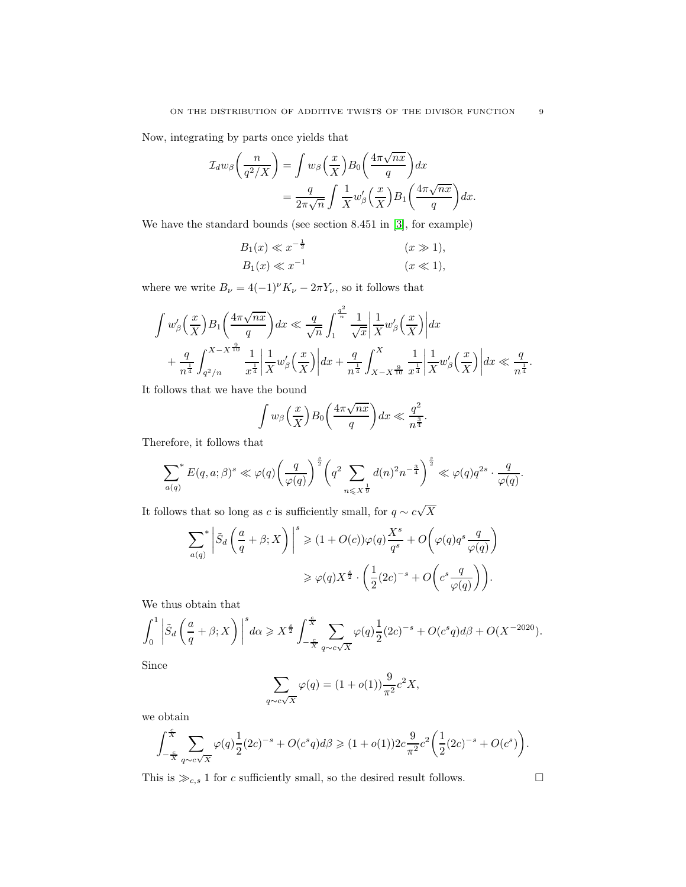Now, integrating by parts once yields that

$$
\begin{aligned}
\mathcal{I}_d w_\beta\Big(\frac{n}{q^2/X}\Big) &= \int w_\beta\Big(\frac{x}{X}\Big) B_0\Big(\frac{4\pi\sqrt{nx}}{q}\Big)dx \\
&= \frac{q}{2\pi\sqrt{n}}\int \frac{1}{X} w_\beta'\Big(\frac{x}{X}\Big) B_1\Big(\frac{4\pi\sqrt{nx}}{q}\Big)dx.
\end{aligned}
$$

We have the standard bounds (see section 8.451 in [3], for example)

$$
\begin{aligned}
B_1(x) &\ll x^{-\frac{1}{2}} && (x \gg 1), \\
B_1(x) &\ll x^{-1} && (x \ll 1),
\end{aligned}
$$

where we write $B_\nu = 4(-1)^\nu K_\nu - 2\pi Y_\nu$, so it follows that

$$
\begin{aligned}
\int w_\beta'\Big(\frac{x}{X}\Big) B_1\Big(\frac{4\pi\sqrt{nx}}{q}\Big)dx &\ll \frac{q}{\sqrt{n}}\int_1^{\frac{q^2}{n}} \frac{1}{\sqrt{x}}\Big|\frac{1}{X}w_\beta'\Big(\frac{x}{X}\Big)\Big|dx \\
+ \frac{q}{n^{\frac{1}{4}}}\int_{q^2/n}^{X-X^{\frac{9}{10}}} \frac{1}{x^{\frac{1}{4}}}\Big|\frac{1}{X}w_\beta'\Big(\frac{x}{X}\Big)\Big|dx &+ \frac{q}{n^{\frac{1}{4}}}\int_{X-X^{\frac{9}{10}}}^{X} \frac{1}{x^{\frac{1}{4}}}\Big|\frac{1}{X}w_\beta'\Big(\frac{x}{X}\Big)\Big|dx \ll \frac{q}{n^{\frac{1}{4}}}.
\end{aligned}
$$

It follows that we have the bound

$$
\int w_\beta\Big(\frac{x}{X}\Big) B_0\Big(\frac{4\pi\sqrt{nx}}{q}\Big)dx \ll \frac{q^2}{n^{\frac{3}{4}}}.
$$

Therefore, it follows that

$$
\sum_{a(q)}^{*} E(q,a;\beta)^s \ll \varphi(q)\Big(\frac{q}{\varphi(q)}\Big)^{\frac{s}{2}}\Big(q^2\sum_{n\leqslant X^{\frac{1}{9}}} d(n)^2 n^{-\frac{3}{4}}\Big)^{\frac{s}{2}} \ll \varphi(q)q^{2s}\cdot\frac{q}{\varphi(q)}.
$$

It follows that so long as $c$ is sufficiently small, for $q \sim c\sqrt{X}$

$$
\begin{aligned}
\sum_{a(q)}^{*}\left|\tilde{S}_d\left(\frac{a}{q}+\beta;X\right)\right|^s &\geqslant (1+O(c))\varphi(q)\frac{X^s}{q^s} + O\Big(\varphi(q)q^s\frac{q}{\varphi(q)}\Big) \\
&\geqslant \varphi(q)X^{\frac{s}{2}}\cdot\Big(\frac{1}{2}(2c)^{-s} + O\Big(c^s\frac{q}{\varphi(q)}\Big)\Big).
\end{aligned}
$$

We thus obtain that

$$
\int_0^1\left|\tilde{S}_d\left(\frac{a}{q}+\beta;X\right)\right|^s d\alpha \geqslant X^{\frac{s}{2}}\int_{-\frac{c}{X}}^{\frac{c}{X}}\sum_{q\sim c\sqrt{X}}\varphi(q)\frac{1}{2}(2c)^{-s} + O(c^s q)d\beta + O(X^{-2020}).
$$

Since

$$
\sum_{q\sim c\sqrt{X}}\varphi(q) = (1+o(1))\frac{9}{\pi^2}c^2 X,
$$

we obtain

$$
\int_{-\frac{c}{X}}^{\frac{c}{X}}\sum_{q\sim c\sqrt{X}}\varphi(q)\frac{1}{2}(2c)^{-s} + O(c^s q)d\beta \geqslant (1+o(1))2c\frac{9}{\pi^2}c^2\Big(\frac{1}{2}(2c)^{-s} + O(c^s)\Big).
$$

This is $\gg_{c,s} 1$ for $c$ sufficiently small, so the desired result follows. $\square$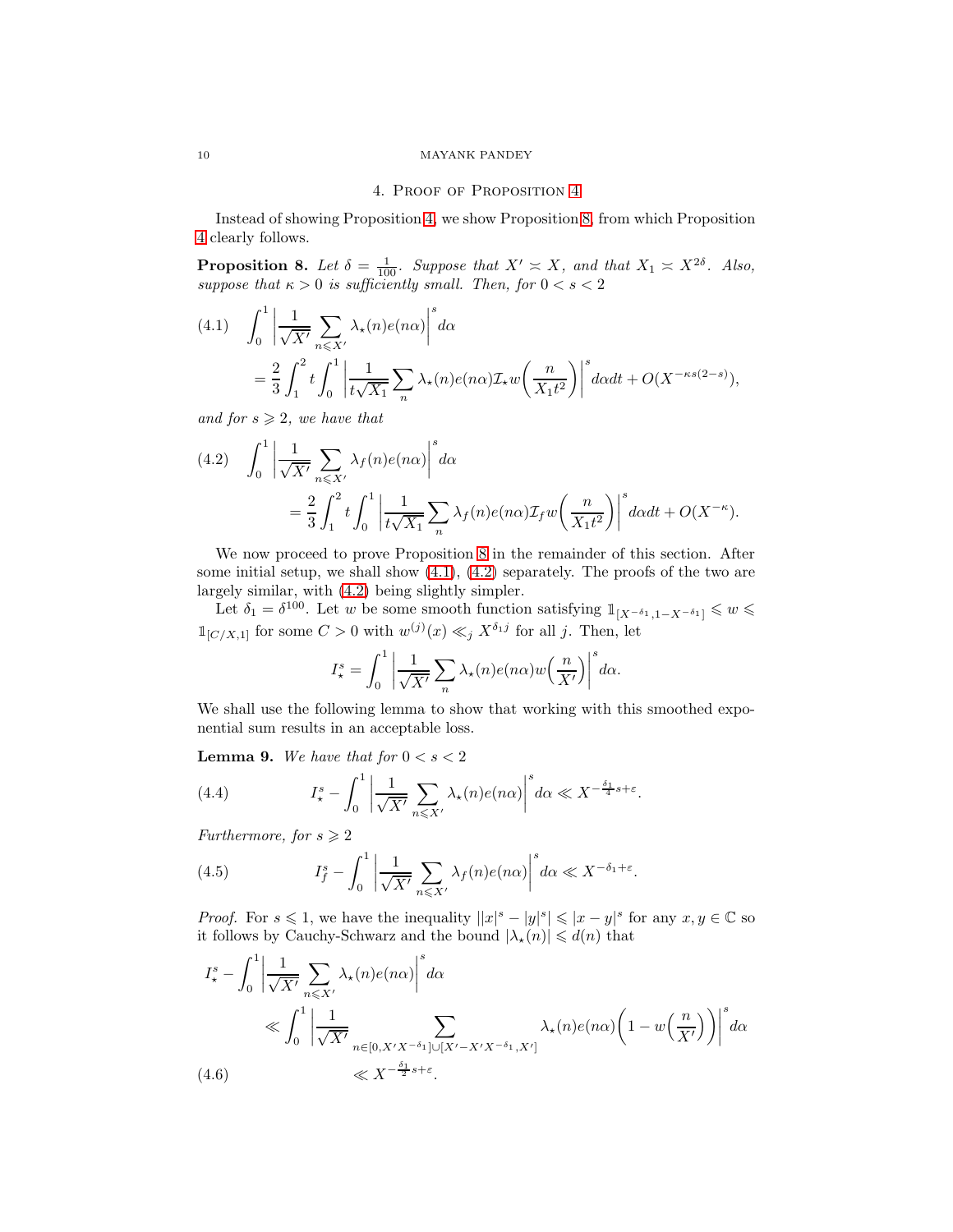## 4. Proof of Proposition 4

Instead of showing Proposition 4, we show Proposition 8, from which Proposition 4 clearly follows.

**Proposition 8.** *Let $\delta = \frac{1}{100}$. Suppose that $X' \asymp X$, and that $X_1 \asymp X^{2\delta}$. Also, suppose that $\kappa > 0$ is sufficiently small. Then, for $0 < s < 2$*

$$\int_0^1 \left| \frac{1}{\sqrt{X'}} \sum_{n \leqslant X'} \lambda_\star(n) e(n\alpha) \right|^s d\alpha = \frac{2}{3} \int_1^2 t \int_0^1 \left| \frac{1}{t\sqrt{X_1}} \sum_n \lambda_\star(n) e(n\alpha) \mathcal{I}_\star w\Big(\frac{n}{X_1 t^2}\Big) \right|^s d\alpha dt + O(X^{-\kappa s(2-s)}), \tag{4.1}$$

*and for $s \geqslant 2$, we have that*

$$\int_0^1 \left| \frac{1}{\sqrt{X'}} \sum_{n \leqslant X'} \lambda_f(n) e(n\alpha) \right|^s d\alpha = \frac{2}{3} \int_1^2 t \int_0^1 \left| \frac{1}{t\sqrt{X_1}} \sum_n \lambda_f(n) e(n\alpha) \mathcal{I}_f w\Big(\frac{n}{X_1 t^2}\Big) \right|^s d\alpha dt + O(X^{-\kappa}). \tag{4.2}$$

We now proceed to prove Proposition 8 in the remainder of this section. After some initial setup, we shall show (4.1), (4.2) separately. The proofs of the two are largely similar, with (4.2) being slightly simpler.

Let $\delta_1 = \delta^{100}$. Let $w$ be some smooth function satisfying $\mathbb{1}_{[X^{-\delta_1}, 1 - X^{-\delta_1}]} \leqslant w \leqslant \mathbb{1}_{[C/X, 1]}$ for some $C > 0$ with $w^{(j)}(x) \ll_j X^{\delta_1 j}$ for all $j$. Then, let

$$I_\star^s = \int_0^1 \left| \frac{1}{\sqrt{X'}} \sum_n \lambda_\star(n) e(n\alpha) w\Big(\frac{n}{X'}\Big) \right|^s d\alpha.$$

We shall use the following lemma to show that working with this smoothed exponential sum results in an acceptable loss.

**Lemma 9.** *We have that for $0 < s < 2$*

$$I_\star^s - \int_0^1 \left| \frac{1}{\sqrt{X'}} \sum_{n \leqslant X'} \lambda_\star(n) e(n\alpha) \right|^s d\alpha \ll X^{-\frac{\delta_1}{4} s + \varepsilon}. \tag{4.4}$$

*Furthermore, for $s \geqslant 2$*

$$I_f^s - \int_0^1 \left| \frac{1}{\sqrt{X'}} \sum_{n \leqslant X'} \lambda_f(n) e(n\alpha) \right|^s d\alpha \ll X^{-\delta_1 + \varepsilon}. \tag{4.5}$$

*Proof.* For $s \leqslant 1$, we have the inequality $||x|^s - |y|^s| \leqslant |x - y|^s$ for any $x, y \in \mathbb{C}$ so it follows by Cauchy-Schwarz and the bound $|\lambda_\star(n)| \leqslant d(n)$ that

$$\begin{aligned} I_\star^s - \int_0^1 &\left| \frac{1}{\sqrt{X'}} \sum_{n \leqslant X'} \lambda_\star(n) e(n\alpha) \right|^s d\alpha \\ &\ll \int_0^1 \left| \frac{1}{\sqrt{X'}} \sum_{n \in [0, X'X^{-\delta_1}] \cup [X' - X'X^{-\delta_1}, X']} \lambda_\star(n) e(n\alpha) \Big(1 - w\Big(\frac{n}{X'}\Big)\Big) \right|^s d\alpha \\ &\ll X^{-\frac{\delta_1}{2} s + \varepsilon}. \end{aligned} \tag{4.6}$$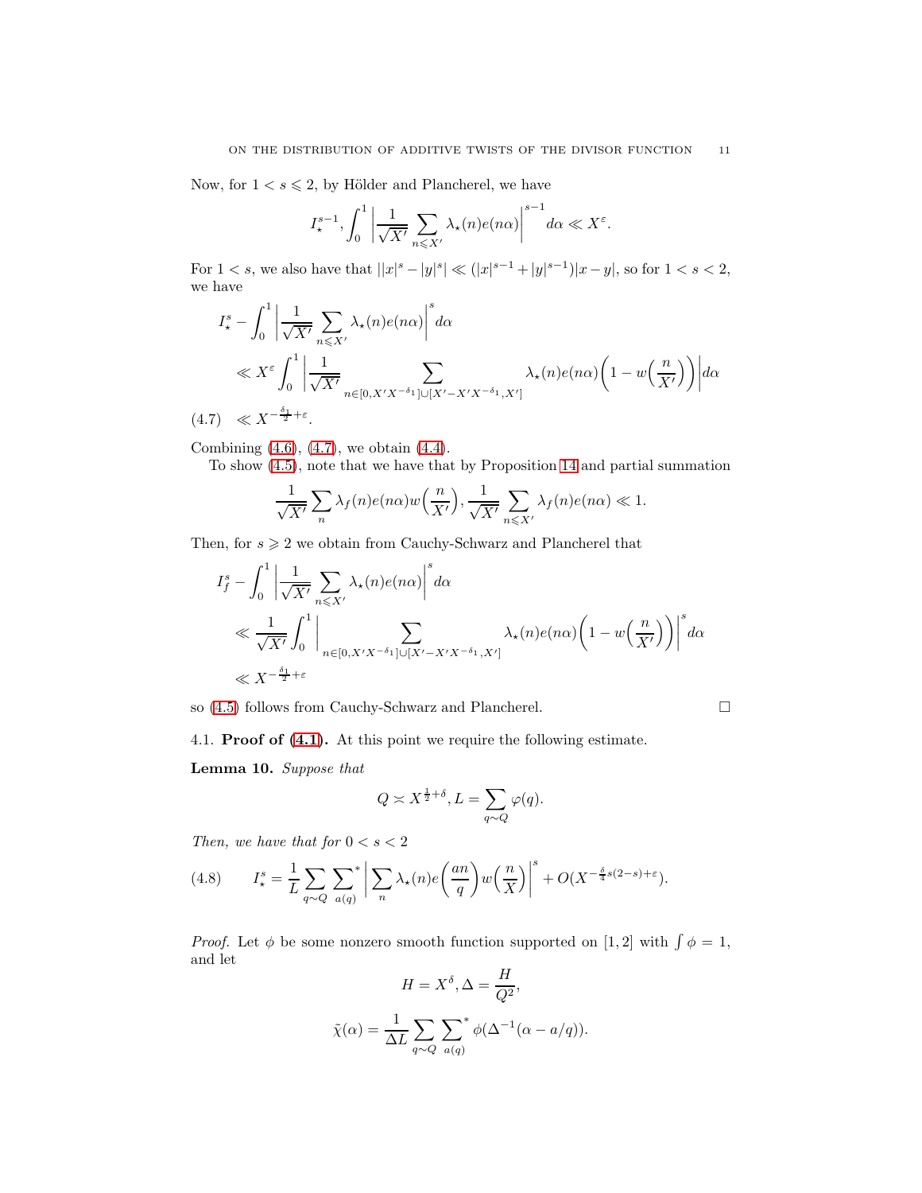Now, for $1 < s \leqslant 2$, by Hölder and Plancherel, we have

$$I_\star^{s-1}, \int_0^1 \left| \frac{1}{\sqrt{X'}} \sum_{n \leqslant X'} \lambda_\star(n) e(n\alpha) \right|^{s-1} d\alpha \ll X^\varepsilon.$$

For $1 < s$, we also have that $||x|^s - |y|^s| \ll (|x|^{s-1} + |y|^{s-1})|x - y|$, so for $1 < s < 2$, we have

$$\begin{aligned}
I_\star^s &- \int_0^1 \left| \frac{1}{\sqrt{X'}} \sum_{n \leqslant X'} \lambda_\star(n) e(n\alpha) \right|^s d\alpha \\
&\ll X^\varepsilon \int_0^1 \left| \frac{1}{\sqrt{X'}} \sum_{n \in [0, X' X^{-\delta_1}] \cup [X' - X' X^{-\delta_1}, X']} \lambda_\star(n) e(n\alpha) \Big( 1 - w\Big(\frac{n}{X'}\Big)\Big) \right| d\alpha
\end{aligned}$$

$$\text{(4.7)} \quad \ll X^{-\frac{\delta_1}{2} + \varepsilon}.$$

Combining (4.6), (4.7), we obtain (4.4).

To show (4.5), note that we have that by Proposition 14 and partial summation

$$\frac{1}{\sqrt{X'}} \sum_n \lambda_f(n) e(n\alpha) w\Big(\frac{n}{X'}\Big), \frac{1}{\sqrt{X'}} \sum_{n \leqslant X'} \lambda_f(n) e(n\alpha) \ll 1.$$

Then, for $s \geqslant 2$ we obtain from Cauchy-Schwarz and Plancherel that

$$\begin{aligned}
I_f^s &- \int_0^1 \left| \frac{1}{\sqrt{X'}} \sum_{n \leqslant X'} \lambda_\star(n) e(n\alpha) \right|^s d\alpha \\
&\ll \frac{1}{\sqrt{X'}} \int_0^1 \left| \sum_{n \in [0, X' X^{-\delta_1}] \cup [X' - X' X^{-\delta_1}, X']} \lambda_\star(n) e(n\alpha) \Big( 1 - w\Big(\frac{n}{X'}\Big)\Big) \right|^s d\alpha \\
&\ll X^{-\frac{\delta_1}{2} + \varepsilon}
\end{aligned}$$

so (4.5) follows from Cauchy-Schwarz and Plancherel. □

## 4.1. **Proof of (4.1).**

At this point we require the following estimate.

**Lemma 10.** *Suppose that*

$$Q \asymp X^{\frac{1}{2} + \delta}, L = \sum_{q \sim Q} \varphi(q).$$

*Then, we have that for $0 < s < 2$*

$$\text{(4.8)} \qquad I_\star^s = \frac{1}{L} \sum_{q \sim Q} \sideset{}{^*}\sum_{a(q)} \left| \sum_n \lambda_\star(n) e\Big(\frac{an}{q}\Big) w\Big(\frac{n}{X}\Big) \right|^s + O(X^{-\frac{\delta}{4} s(2-s) + \varepsilon}).$$

*Proof.* Let $\phi$ be some nonzero smooth function supported on $[1, 2]$ with $\int \phi = 1$, and let

$$H = X^\delta, \Delta = \frac{H}{Q^2},$$

$$\tilde{\chi}(\alpha) = \frac{1}{\Delta L} \sum_{q \sim Q} \sideset{}{^*}\sum_{a(q)} \phi(\Delta^{-1}(\alpha - a/q)).$$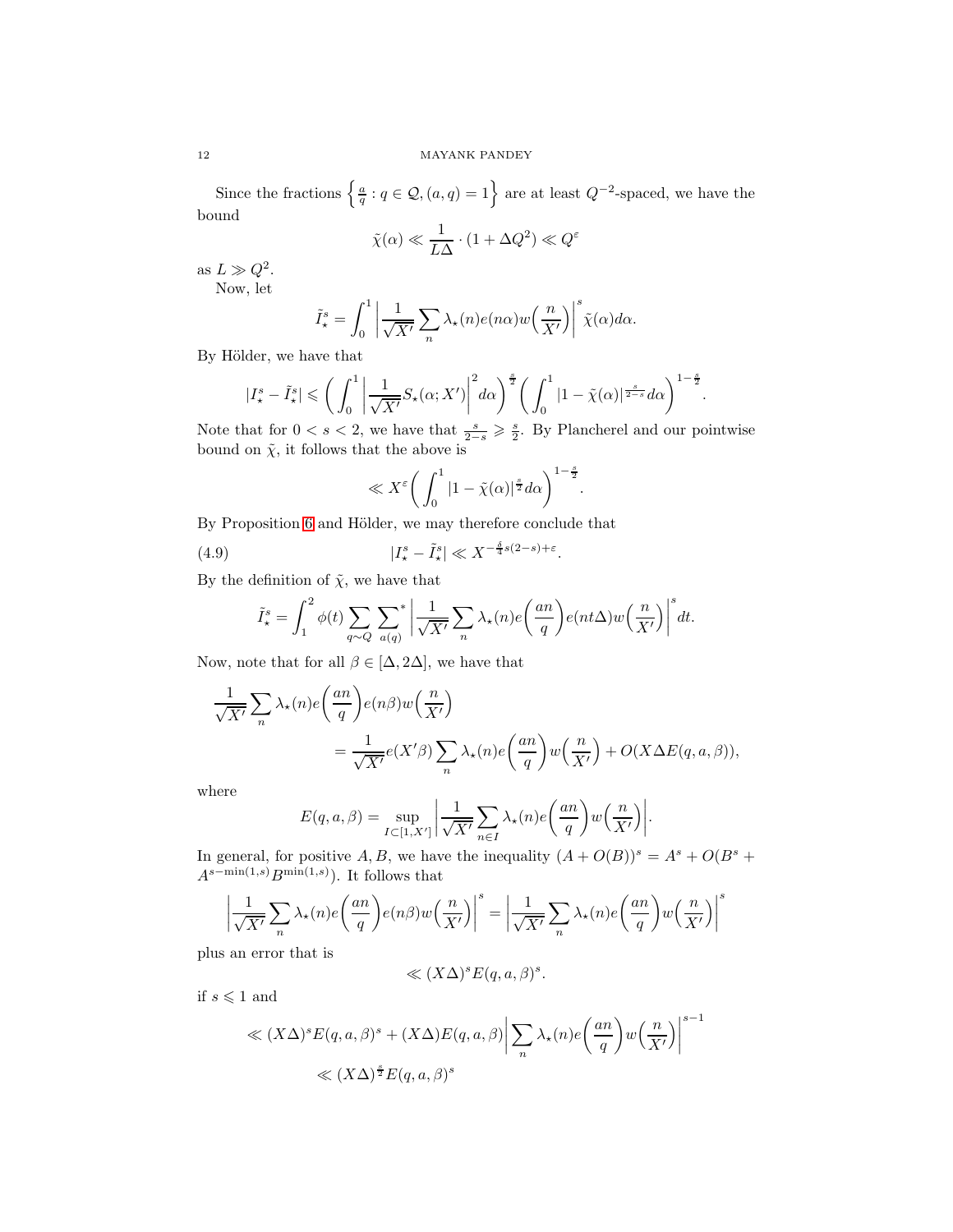Since the fractions $\left\{\frac{a}{q} : q \in \mathcal{Q}, (a,q) = 1\right\}$ are at least $Q^{-2}$-spaced, we have the bound

$$\tilde{\chi}(\alpha) \ll \frac{1}{L\Delta} \cdot (1 + \Delta Q^2) \ll Q^{\varepsilon}$$

as $L \gg Q^2$.

Now, let

$$\tilde{I}_\star^s = \int_0^1 \left| \frac{1}{\sqrt{X'}} \sum_n \lambda_\star(n) e(n\alpha) w\Big(\frac{n}{X'}\Big) \right|^s \tilde{\chi}(\alpha) d\alpha.$$

By Hölder, we have that

$$|I_\star^s - \tilde{I}_\star^s| \leqslant \bigg( \int_0^1 \left| \frac{1}{\sqrt{X'}} S_\star(\alpha; X') \right|^2 d\alpha \bigg)^{\frac{s}{2}} \bigg( \int_0^1 |1 - \tilde{\chi}(\alpha)|^{\frac{s}{2-s}} d\alpha \bigg)^{1-\frac{s}{2}}.$$

Note that for $0 < s < 2$, we have that $\frac{s}{2-s} \geqslant \frac{s}{2}$. By Plancherel and our pointwise bound on $\tilde{\chi}$, it follows that the above is

$$\ll X^{\varepsilon} \bigg( \int_0^1 |1 - \tilde{\chi}(\alpha)|^{\frac{s}{2}} d\alpha \bigg)^{1-\frac{s}{2}}.$$

By Proposition 6 and Hölder, we may therefore conclude that

$$|I_\star^s - \tilde{I}_\star^s| \ll X^{-\frac{\delta}{4}s(2-s)+\varepsilon}. \tag{4.9}$$

By the definition of $\tilde{\chi}$, we have that

$$\tilde{I}_\star^s = \int_1^2 \phi(t) \sum_{q \sim Q} \sideset{}{^*}\sum_{a(q)} \left| \frac{1}{\sqrt{X'}} \sum_n \lambda_\star(n) e\Big(\frac{an}{q}\Big) e(nt\Delta) w\Big(\frac{n}{X'}\Big) \right|^s dt.$$

Now, note that for all $\beta \in [\Delta, 2\Delta]$, we have that

$$\begin{aligned}
&\frac{1}{\sqrt{X'}} \sum_n \lambda_\star(n) e\Big(\frac{an}{q}\Big) e(n\beta) w\Big(\frac{n}{X'}\Big) \\
&\qquad\qquad = \frac{1}{\sqrt{X'}} e(X'\beta) \sum_n \lambda_\star(n) e\Big(\frac{an}{q}\Big) w\Big(\frac{n}{X'}\Big) + O(X\Delta E(q,a,\beta)),
\end{aligned}$$

where

$$E(q,a,\beta) = \sup_{I \subset [1,X']} \left| \frac{1}{\sqrt{X'}} \sum_{n \in I} \lambda_\star(n) e\Big(\frac{an}{q}\Big) w\Big(\frac{n}{X'}\Big) \right|.$$

In general, for positive $A, B$, we have the inequality $(A + O(B))^s = A^s + O(B^s + A^{s-\min(1,s)} B^{\min(1,s)})$. It follows that

$$\left| \frac{1}{\sqrt{X'}} \sum_n \lambda_\star(n) e\Big(\frac{an}{q}\Big) e(n\beta) w\Big(\frac{n}{X'}\Big) \right|^s = \left| \frac{1}{\sqrt{X'}} \sum_n \lambda_\star(n) e\Big(\frac{an}{q}\Big) w\Big(\frac{n}{X'}\Big) \right|^s$$

plus an error that is

$$\ll (X\Delta)^s E(q,a,\beta)^s.$$

if $s \leqslant 1$ and

$$\begin{aligned}
&\ll (X\Delta)^s E(q,a,\beta)^s + (X\Delta) E(q,a,\beta) \left| \sum_n \lambda_\star(n) e\Big(\frac{an}{q}\Big) w\Big(\frac{n}{X'}\Big) \right|^{s-1} \\
&\ll (X\Delta)^{\frac{s}{2}} E(q,a,\beta)^s
\end{aligned}$$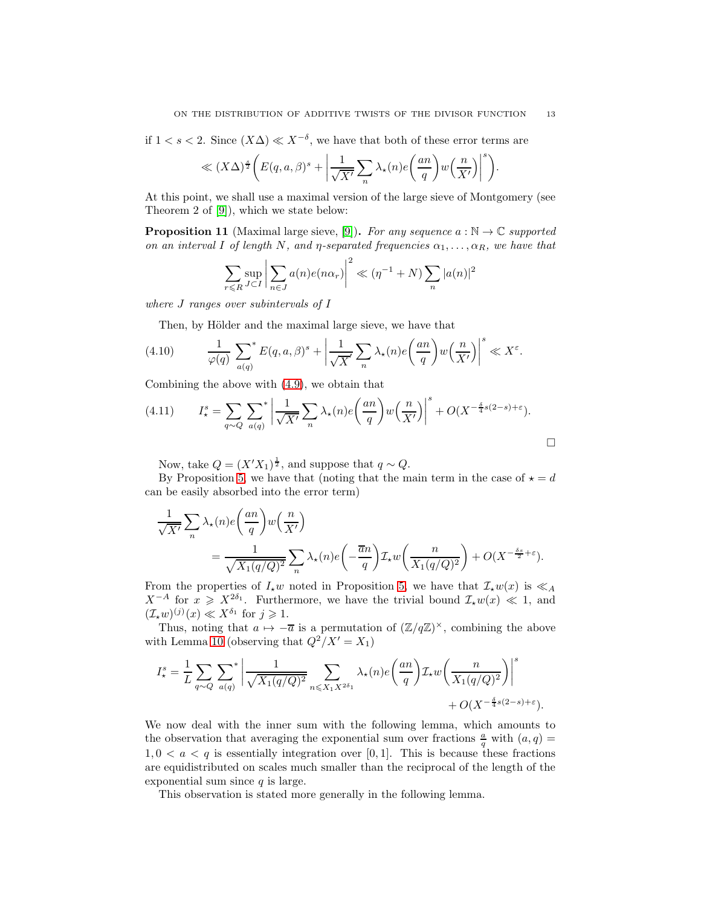if $1 < s < 2$. Since $(X\Delta) \ll X^{-\delta}$, we have that both of these error terms are

$$\ll (X\Delta)^{\frac{s}{2}}\bigg(E(q,a,\beta)^s + \bigg|\frac{1}{\sqrt{X'}}\sum_n \lambda_\star(n) e\Big(\frac{an}{q}\Big) w\Big(\frac{n}{X'}\Big)\bigg|^s\bigg).$$

At this point, we shall use a maximal version of the large sieve of Montgomery (see Theorem 2 of [9]), which we state below:

**Proposition 11** (Maximal large sieve, [9])**.** *For any sequence $a : \mathbb{N} \to \mathbb{C}$ supported on an interval $I$ of length $N$, and $\eta$-separated frequencies $\alpha_1, \dots, \alpha_R$, we have that*

$$\sum_{r \leqslant R} \sup_{J \subset I} \bigg|\sum_{n \in J} a(n) e(n\alpha_r)\bigg|^2 \ll (\eta^{-1} + N)\sum_n |a(n)|^2$$

*where $J$ ranges over subintervals of $I$*

Then, by Hölder and the maximal large sieve, we have that

$$\frac{1}{\varphi(q)} \sideset{}{^*}\sum_{a(q)} E(q,a,\beta)^s + \bigg|\frac{1}{\sqrt{X'}}\sum_n \lambda_\star(n) e\Big(\frac{an}{q}\Big) w\Big(\frac{n}{X'}\Big)\bigg|^s \ll X^{\varepsilon}. \tag{4.10}$$

Combining the above with (4.9), we obtain that

$$I_\star^s = \sum_{q \sim Q} \sideset{}{^*}\sum_{a(q)} \bigg|\frac{1}{\sqrt{X'}}\sum_n \lambda_\star(n) e\Big(\frac{an}{q}\Big) w\Big(\frac{n}{X'}\Big)\bigg|^s + O(X^{-\frac{\delta}{4}s(2-s)+\varepsilon}). \tag{4.11}$$

$\square$

Now, take $Q = (X'X_1)^{\frac{1}{2}}$, and suppose that $q \sim Q$.

By Proposition 5, we have that (noting that the main term in the case of $\star = d$ can be easily absorbed into the error term)

$$\begin{aligned}\frac{1}{\sqrt{X'}}\sum_n \lambda_\star(n) e\Big(\frac{an}{q}\Big) w\Big(\frac{n}{X'}\Big) \\ = \frac{1}{\sqrt{X_1 (q/Q)^2}} \sum_n \lambda_\star(n) e\Big(-\frac{\overline{a}n}{q}\Big) \mathcal{I}_\star w\Big(\frac{n}{X_1(q/Q)^2}\Big) + O(X^{-\frac{\delta s}{2}+\varepsilon}).\end{aligned}$$

From the properties of $I_\star w$ noted in Proposition 5, we have that $\mathcal{I}_\star w(x)$ is $\ll_A X^{-A}$ for $x \geqslant X^{2\delta_1}$. Furthermore, we have the trivial bound $\mathcal{I}_\star w(x) \ll 1$, and $(\mathcal{I}_\star w)^{(j)}(x) \ll X^{\delta_1}$ for $j \geqslant 1$.

Thus, noting that $a \mapsto -\overline{a}$ is a permutation of $(\mathbb{Z}/q\mathbb{Z})^\times$, combining the above with Lemma 10 (observing that $Q^2/X' = X_1$)

$$\begin{aligned}I_\star^s = \frac{1}{L}\sum_{q \sim Q} \sideset{}{^*}\sum_{a(q)} \bigg|\frac{1}{\sqrt{X_1 (q/Q)^2}} \sum_{n \leqslant X_1 X^{2\delta_1}} \lambda_\star(n) e\Big(\frac{an}{q}\Big) \mathcal{I}_\star w\Big(\frac{n}{X_1 (q/Q)^2}\Big)\bigg|^s \\ + O(X^{-\frac{\delta}{4}s(2-s)+\varepsilon}).\end{aligned}$$

We now deal with the inner sum with the following lemma, which amounts to the observation that averaging the exponential sum over fractions $\frac{a}{q}$ with $(a,q) = 1, 0 < a < q$ is essentially integration over $[0,1]$. This is because these fractions are equidistributed on scales much smaller than the reciprocal of the length of the exponential sum since $q$ is large.

This observation is stated more generally in the following lemma.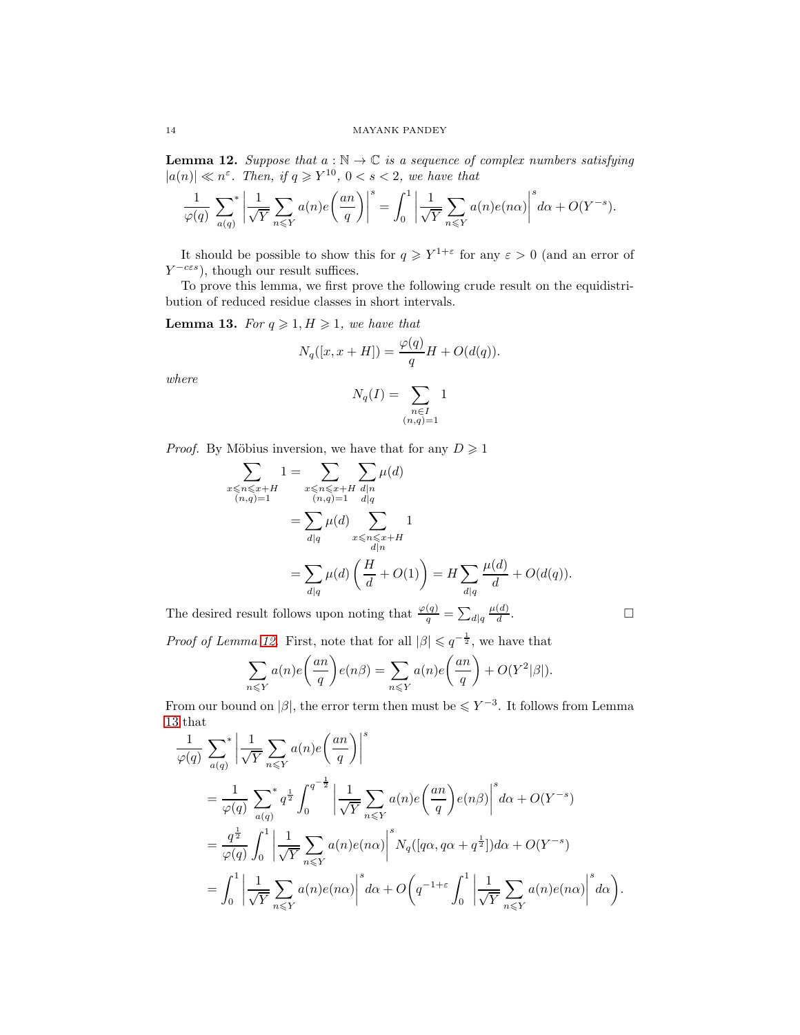**Lemma 12.** *Suppose that $a : \mathbb{N} \to \mathbb{C}$ is a sequence of complex numbers satisfying $|a(n)| \ll n^{\varepsilon}$. Then, if $q \geqslant Y^{10}$, $0 < s < 2$, we have that*

$$\frac{1}{\varphi(q)} \sum_{a(q)}^{*} \left| \frac{1}{\sqrt{Y}} \sum_{n \leqslant Y} a(n) e\left(\frac{an}{q}\right) \right|^s = \int_0^1 \left| \frac{1}{\sqrt{Y}} \sum_{n \leqslant Y} a(n) e(n\alpha) \right|^s d\alpha + O(Y^{-s}).$$

It should be possible to show this for $q \geqslant Y^{1+\varepsilon}$ for any $\varepsilon > 0$ (and an error of $Y^{-c\varepsilon s}$), though our result suffices.

To prove this lemma, we first prove the following crude result on the equidistribution of reduced residue classes in short intervals.

**Lemma 13.** *For $q \geqslant 1, H \geqslant 1$, we have that*

$$N_q([x, x+H]) = \frac{\varphi(q)}{q} H + O(d(q)).$$

*where*

$$N_q(I) = \sum_{\substack{n \in I \\ (n,q)=1}} 1$$

*Proof.* By Möbius inversion, we have that for any $D \geqslant 1$

$$\begin{aligned}
\sum_{\substack{x \leqslant n \leqslant x+H \\ (n,q)=1}} 1 &= \sum_{\substack{x \leqslant n \leqslant x+H \\ (n,q)=1}} \sum_{\substack{d|n \\ d|q}} \mu(d) \\
&= \sum_{d|q} \mu(d) \sum_{\substack{x \leqslant n \leqslant x+H \\ d|n}} 1 \\
&= \sum_{d|q} \mu(d) \left( \frac{H}{d} + O(1) \right) = H \sum_{d|q} \frac{\mu(d)}{d} + O(d(q)).
\end{aligned}$$

The desired result follows upon noting that $\frac{\varphi(q)}{q} = \sum_{d|q} \frac{\mu(d)}{d}$. $\square$

*Proof of Lemma 12.* First, note that for all $|\beta| \leqslant q^{-\frac{1}{2}}$, we have that

$$\sum_{n \leqslant Y} a(n) e\left(\frac{an}{q}\right) e(n\beta) = \sum_{n \leqslant Y} a(n) e\left(\frac{an}{q}\right) + O(Y^2 |\beta|).$$

From our bound on $|\beta|$, the error term then must be $\leqslant Y^{-3}$. It follows from Lemma 13 that

$$\begin{aligned}
&\frac{1}{\varphi(q)} \sum_{a(q)}^{*} \left| \frac{1}{\sqrt{Y}} \sum_{n \leqslant Y} a(n) e\left(\frac{an}{q}\right) \right|^s \\
&= \frac{1}{\varphi(q)} \sum_{a(q)}^{*} q^{\frac{1}{2}} \int_0^{q^{-\frac{1}{2}}} \left| \frac{1}{\sqrt{Y}} \sum_{n \leqslant Y} a(n) e\left(\frac{an}{q}\right) e(n\beta) \right|^s d\alpha + O(Y^{-s}) \\
&= \frac{q^{\frac{1}{2}}}{\varphi(q)} \int_0^1 \left| \frac{1}{\sqrt{Y}} \sum_{n \leqslant Y} a(n) e(n\alpha) \right|^s N_q([q\alpha, q\alpha + q^{\frac{1}{2}}]) d\alpha + O(Y^{-s}) \\
&= \int_0^1 \left| \frac{1}{\sqrt{Y}} \sum_{n \leqslant Y} a(n) e(n\alpha) \right|^s d\alpha + O\left( q^{-1+\varepsilon} \int_0^1 \left| \frac{1}{\sqrt{Y}} \sum_{n \leqslant Y} a(n) e(n\alpha) \right|^s d\alpha \right).
\end{aligned}$$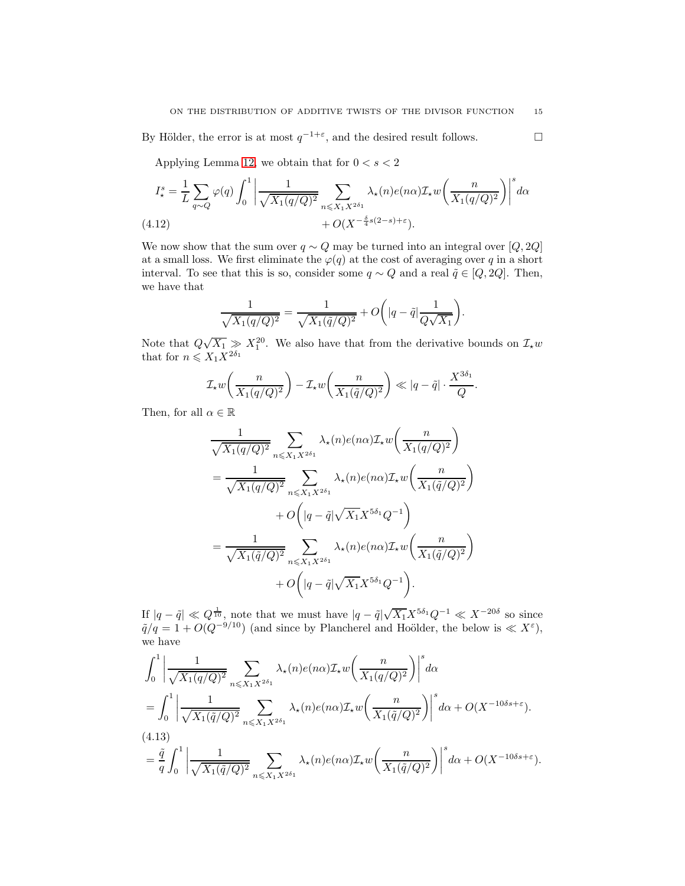By Hölder, the error is at most $q^{-1+\varepsilon}$, and the desired result follows. $\square$

Applying Lemma 12, we obtain that for $0 < s < 2$

$$I_\star^s = \frac{1}{L}\sum_{q\sim Q}\varphi(q)\int_0^1\left|\frac{1}{\sqrt{X_1(q/Q)^2}}\sum_{n\leqslant X_1X^{2\delta_1}}\lambda_\star(n)e(n\alpha)\mathcal{I}_\star w\bigg(\frac{n}{X_1(q/Q)^2}\bigg)\right|^s d\alpha$$
$$+ O(X^{-\frac{\delta}{4}s(2-s)+\varepsilon}). \tag{4.12}$$

We now show that the sum over $q\sim Q$ may be turned into an integral over $[Q,2Q]$ at a small loss. We first eliminate the $\varphi(q)$ at the cost of averaging over $q$ in a short interval. To see that this is so, consider some $q\sim Q$ and a real $\tilde{q}\in[Q,2Q]$. Then, we have that

$$\frac{1}{\sqrt{X_1(q/Q)^2}} = \frac{1}{\sqrt{X_1(\tilde{q}/Q)^2}} + O\bigg(|q-\tilde{q}|\frac{1}{Q\sqrt{X_1}}\bigg).$$

Note that $Q\sqrt{X_1}\gg X_1^{20}$. We also have that from the derivative bounds on $\mathcal{I}_\star w$ that for $n\leqslant X_1X^{2\delta_1}$

$$\mathcal{I}_\star w\bigg(\frac{n}{X_1(q/Q)^2}\bigg) - \mathcal{I}_\star w\bigg(\frac{n}{X_1(\tilde{q}/Q)^2}\bigg) \ll |q-\tilde{q}|\cdot\frac{X^{3\delta_1}}{Q}.$$

Then, for all $\alpha\in\mathbb{R}$

$$\begin{aligned}
&\frac{1}{\sqrt{X_1(q/Q)^2}}\sum_{n\leqslant X_1X^{2\delta_1}}\lambda_\star(n)e(n\alpha)\mathcal{I}_\star w\bigg(\frac{n}{X_1(q/Q)^2}\bigg)\\
&= \frac{1}{\sqrt{X_1(q/Q)^2}}\sum_{n\leqslant X_1X^{2\delta_1}}\lambda_\star(n)e(n\alpha)\mathcal{I}_\star w\bigg(\frac{n}{X_1(\tilde{q}/Q)^2}\bigg)\\
&\qquad + O\Big(|q-\tilde{q}|\sqrt{X_1}X^{5\delta_1}Q^{-1}\Big)\\
&= \frac{1}{\sqrt{X_1(\tilde{q}/Q)^2}}\sum_{n\leqslant X_1X^{2\delta_1}}\lambda_\star(n)e(n\alpha)\mathcal{I}_\star w\bigg(\frac{n}{X_1(\tilde{q}/Q)^2}\bigg)\\
&\qquad + O\Big(|q-\tilde{q}|\sqrt{X_1}X^{5\delta_1}Q^{-1}\Big).
\end{aligned}$$

If $|q-\tilde{q}|\ll Q^{\frac{1}{10}}$, note that we must have $|q-\tilde{q}|\sqrt{X_1}X^{5\delta_1}Q^{-1}\ll X^{-20\delta}$ so since $\tilde{q}/q = 1+O(Q^{-9/10})$ (and since by Plancherel and Hoölder, the below is $\ll X^{\varepsilon}$), we have

$$\begin{aligned}
&\int_0^1\left|\frac{1}{\sqrt{X_1(q/Q)^2}}\sum_{n\leqslant X_1X^{2\delta_1}}\lambda_\star(n)e(n\alpha)\mathcal{I}_\star w\bigg(\frac{n}{X_1(q/Q)^2}\bigg)\right|^s d\alpha\\
&= \int_0^1\left|\frac{1}{\sqrt{X_1(\tilde{q}/Q)^2}}\sum_{n\leqslant X_1X^{2\delta_1}}\lambda_\star(n)e(n\alpha)\mathcal{I}_\star w\bigg(\frac{n}{X_1(\tilde{q}/Q)^2}\bigg)\right|^s d\alpha + O(X^{-10\delta s+\varepsilon}).
\end{aligned} \tag{4.13}$$
$$= \frac{\tilde{q}}{q}\int_0^1\left|\frac{1}{\sqrt{X_1(\tilde{q}/Q)^2}}\sum_{n\leqslant X_1X^{2\delta_1}}\lambda_\star(n)e(n\alpha)\mathcal{I}_\star w\bigg(\frac{n}{X_1(\tilde{q}/Q)^2}\bigg)\right|^s d\alpha + O(X^{-10\delta s+\varepsilon}).$$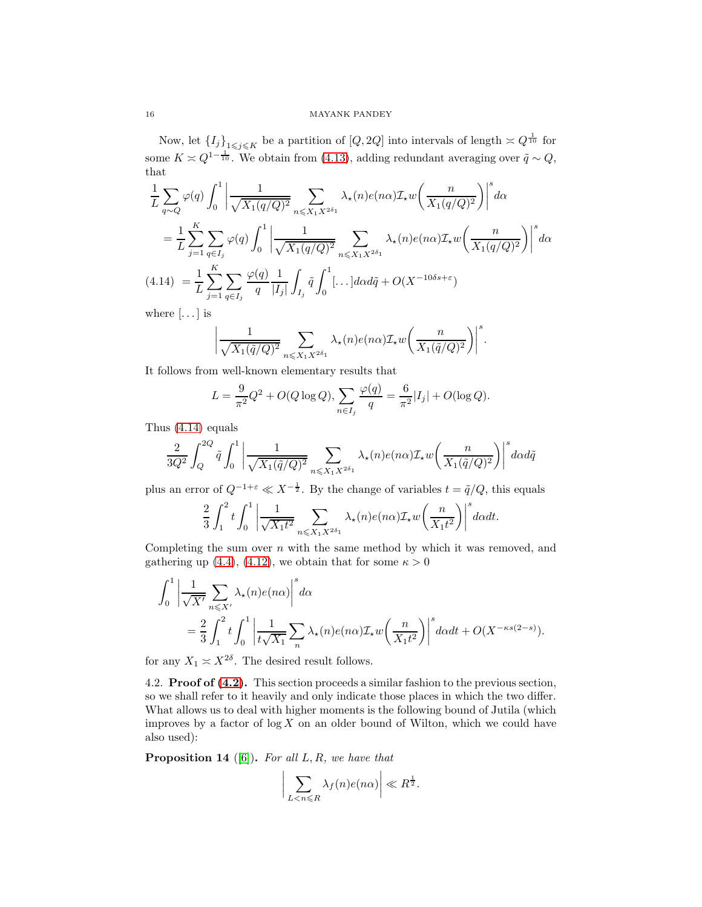Now, let $\{I_j\}_{1\leqslant j\leqslant K}$ be a partition of $[Q,2Q]$ into intervals of length $\asymp Q^{\frac{1}{10}}$ for some $K \asymp Q^{1-\frac{1}{10}}$. We obtain from (4.13), adding redundant averaging over $\tilde{q}\sim Q$, that

$$
\begin{aligned}
&\frac{1}{L}\sum_{q\sim Q}\varphi(q)\int_0^1\left|\frac{1}{\sqrt{X_1(q/Q)^2}}\sum_{n\leqslant X_1X^{2\delta_1}}\lambda_\star(n)e(n\alpha)\mathcal{I}_\star w\bigg(\frac{n}{X_1(q/Q)^2}\bigg)\right|^s d\alpha\\
&\quad=\frac{1}{L}\sum_{j=1}^K\sum_{q\in I_j}\varphi(q)\int_0^1\left|\frac{1}{\sqrt{X_1(q/Q)^2}}\sum_{n\leqslant X_1X^{2\delta_1}}\lambda_\star(n)e(n\alpha)\mathcal{I}_\star w\bigg(\frac{n}{X_1(q/Q)^2}\bigg)\right|^s d\alpha\\
&\quad=\frac{1}{L}\sum_{j=1}^K\sum_{q\in I_j}\frac{\varphi(q)}{q}\frac{1}{|I_j|}\int_{I_j}\tilde{q}\int_0^1[\dots]d\alpha d\tilde{q}+O(X^{-10\delta s+\varepsilon}) \qquad (4.14)
\end{aligned}
$$

where $[\dots]$ is

$$
\left|\frac{1}{\sqrt{X_1(\tilde{q}/Q)^2}}\sum_{n\leqslant X_1X^{2\delta_1}}\lambda_\star(n)e(n\alpha)\mathcal{I}_\star w\bigg(\frac{n}{X_1(\tilde{q}/Q)^2}\bigg)\right|^s.
$$

It follows from well-known elementary results that

$$
L=\frac{9}{\pi^2}Q^2+O(Q\log Q),\ \sum_{n\in I_j}\frac{\varphi(q)}{q}=\frac{6}{\pi^2}|I_j|+O(\log Q).
$$

Thus (4.14) equals

$$
\frac{2}{3Q^2}\int_Q^{2Q}\tilde{q}\int_0^1\left|\frac{1}{\sqrt{X_1(\tilde{q}/Q)^2}}\sum_{n\leqslant X_1X^{2\delta_1}}\lambda_\star(n)e(n\alpha)\mathcal{I}_\star w\bigg(\frac{n}{X_1(\tilde{q}/Q)^2}\bigg)\right|^s d\alpha d\tilde{q}
$$

plus an error of $Q^{-1+\varepsilon}\ll X^{-\frac{1}{2}}$. By the change of variables $t=\tilde{q}/Q$, this equals

$$
\frac{2}{3}\int_1^2 t\int_0^1\left|\frac{1}{\sqrt{X_1t^2}}\sum_{n\leqslant X_1X^{2\delta_1}}\lambda_\star(n)e(n\alpha)\mathcal{I}_\star w\bigg(\frac{n}{X_1t^2}\bigg)\right|^s d\alpha dt.
$$

Completing the sum over $n$ with the same method by which it was removed, and gathering up (4.4), (4.12), we obtain that for some $\kappa>0$

$$
\begin{aligned}
&\int_0^1\left|\frac{1}{\sqrt{X'}}\sum_{n\leqslant X'}\lambda_\star(n)e(n\alpha)\right|^s d\alpha\\
&\qquad=\frac{2}{3}\int_1^2 t\int_0^1\left|\frac{1}{t\sqrt{X_1}}\sum_n\lambda_\star(n)e(n\alpha)\mathcal{I}_\star w\bigg(\frac{n}{X_1t^2}\bigg)\right|^s d\alpha dt+O(X^{-\kappa s(2-s)}).
\end{aligned}
$$

for any $X_1\asymp X^{2\delta}$. The desired result follows.

4.2. **Proof of (4.2).** This section proceeds a similar fashion to the previous section, so we shall refer to it heavily and only indicate those places in which the two differ. What allows us to deal with higher moments is the following bound of Jutila (which improves by a factor of $\log X$ on an older bound of Wilton, which we could have also used):

**Proposition 14** ([6]). *For all $L,R$, we have that*

$$
\left|\sum_{L<n\leqslant R}\lambda_f(n)e(n\alpha)\right|\ll R^{\frac{1}{2}}.
$$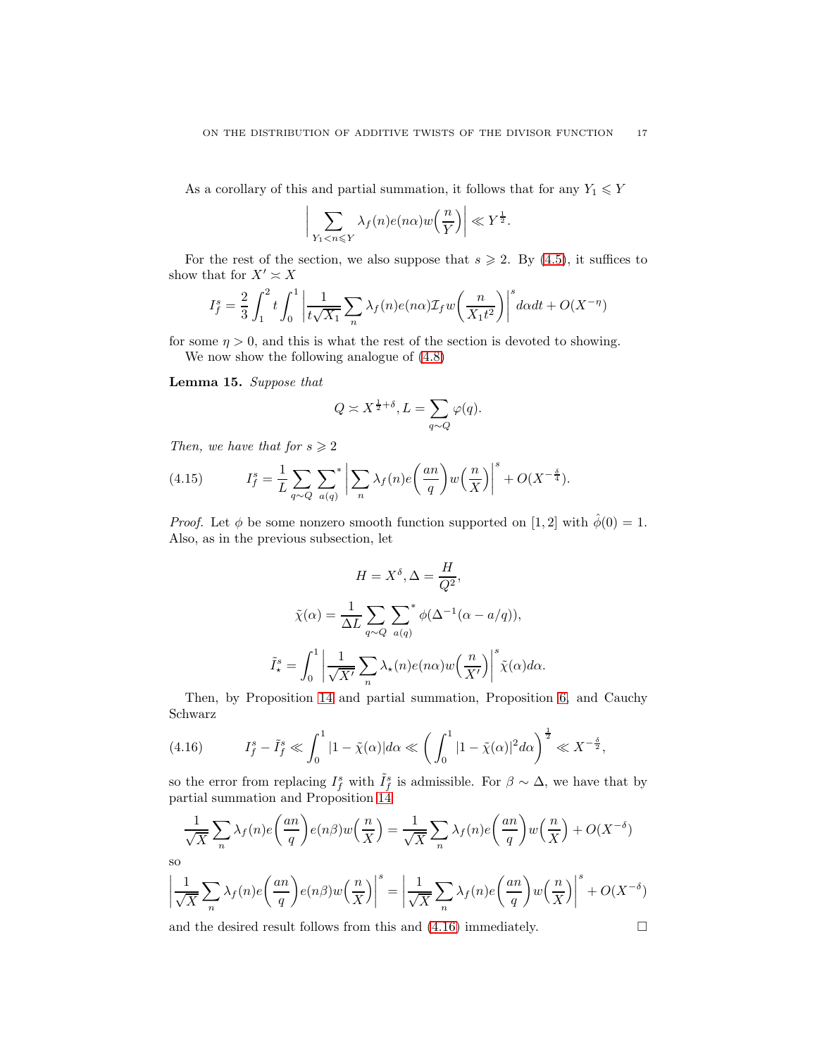As a corollary of this and partial summation, it follows that for any $Y_1 \leqslant Y$

$$\Big| \sum_{Y_1 < n \leqslant Y} \lambda_f(n) e(n\alpha) w\Big(\frac{n}{Y}\Big)\Big| \ll Y^{\frac{1}{2}}.$$

For the rest of the section, we also suppose that $s \geqslant 2$. By (4.5), it suffices to show that for $X' \asymp X$

$$I_f^s = \frac{2}{3}\int_1^2 t \int_0^1 \left| \frac{1}{t\sqrt{X_1}} \sum_n \lambda_f(n) e(n\alpha) \mathcal{I}_f w\Big(\frac{n}{X_1 t^2}\Big)\right|^s d\alpha dt + O(X^{-\eta})$$

for some $\eta > 0$, and this is what the rest of the section is devoted to showing.

We now show the following analogue of (4.8)

**Lemma 15.** *Suppose that*

$$Q \asymp X^{\frac{1}{2}+\delta}, L = \sum_{q \sim Q} \varphi(q).$$

*Then, we have that for $s \geqslant 2$*

$$I_f^s = \frac{1}{L} \sum_{q \sim Q} \sideset{}{^*}\sum_{a(q)} \left| \sum_n \lambda_f(n) e\Big(\frac{an}{q}\Big) w\Big(\frac{n}{X}\Big)\right|^s + O(X^{-\frac{\delta}{4}}). \tag{4.15}$$

*Proof.* Let $\phi$ be some nonzero smooth function supported on $[1,2]$ with $\hat{\phi}(0) = 1$. Also, as in the previous subsection, let

$$H = X^{\delta}, \Delta = \frac{H}{Q^2},$$

$$\tilde{\chi}(\alpha) = \frac{1}{\Delta L} \sum_{q \sim Q} \sideset{}{^*}\sum_{a(q)} \phi(\Delta^{-1}(\alpha - a/q)),$$

$$\tilde{I}_\star^s = \int_0^1 \left| \frac{1}{\sqrt{X'}} \sum_n \lambda_\star(n) e(n\alpha) w\Big(\frac{n}{X'}\Big)\right|^s \tilde{\chi}(\alpha) d\alpha.$$

Then, by Proposition 14 and partial summation, Proposition 6, and Cauchy Schwarz

$$I_f^s - \tilde{I}_f^s \ll \int_0^1 |1 - \tilde{\chi}(\alpha)| d\alpha \ll \left(\int_0^1 |1-\tilde{\chi}(\alpha)|^2 d\alpha\right)^{\frac{1}{2}} \ll X^{-\frac{\delta}{2}}, \tag{4.16}$$

so the error from replacing $I_f^s$ with $\tilde{I}_f^s$ is admissible. For $\beta \sim \Delta$, we have that by partial summation and Proposition 14

$$\frac{1}{\sqrt{X}} \sum_n \lambda_f(n) e\Big(\frac{an}{q}\Big) e(n\beta) w\Big(\frac{n}{X}\Big) = \frac{1}{\sqrt{X}} \sum_n \lambda_f(n) e\Big(\frac{an}{q}\Big) w\Big(\frac{n}{X}\Big) + O(X^{-\delta})$$

so

$$\left|\frac{1}{\sqrt{X}} \sum_n \lambda_f(n) e\Big(\frac{an}{q}\Big) e(n\beta) w\Big(\frac{n}{X}\Big)\right|^s = \left|\frac{1}{\sqrt{X}} \sum_n \lambda_f(n) e\Big(\frac{an}{q}\Big) w\Big(\frac{n}{X}\Big)\right|^s + O(X^{-\delta})$$

and the desired result follows from this and (4.16) immediately. $\square$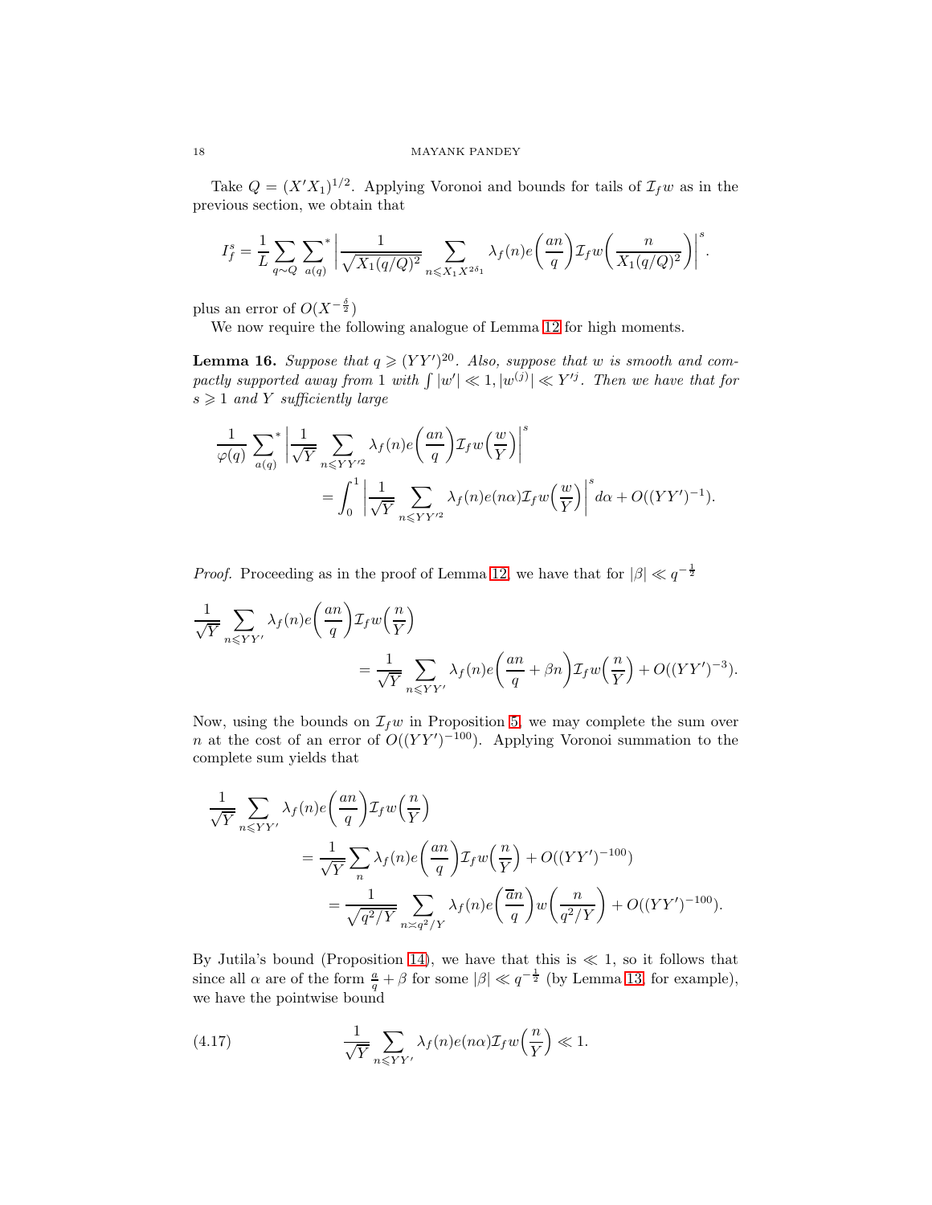Take $Q = (X'X_1)^{1/2}$. Applying Voronoi and bounds for tails of $\mathcal{I}_f w$ as in the previous section, we obtain that

$$I_f^s = \frac{1}{L}\sum_{q\sim Q}\sum_{a(q)}^{*}\left|\frac{1}{\sqrt{X_1(q/Q)^2}}\sum_{n\leqslant X_1X^{2\delta_1}}\lambda_f(n)e\left(\frac{an}{q}\right)\mathcal{I}_f w\left(\frac{n}{X_1(q/Q)^2}\right)\right|^s.$$

plus an error of $O(X^{-\frac{\delta}{2}})$

We now require the following analogue of Lemma 12 for high moments.

**Lemma 16.** *Suppose that $q \geqslant (YY')^{20}$. Also, suppose that $w$ is smooth and compactly supported away from 1 with $\int |w'| \ll 1, |w^{(j)}| \ll Y'^j$. Then we have that for $s \geqslant 1$ and $Y$ sufficiently large*

$$\frac{1}{\varphi(q)}\sum_{a(q)}^{*}\left|\frac{1}{\sqrt{Y}}\sum_{n\leqslant YY'^2}\lambda_f(n)e\left(\frac{an}{q}\right)\mathcal{I}_f w\left(\frac{w}{Y}\right)\right|^s$$
$$= \int_0^1\left|\frac{1}{\sqrt{Y}}\sum_{n\leqslant YY'^2}\lambda_f(n)e(n\alpha)\mathcal{I}_f w\left(\frac{w}{Y}\right)\right|^s d\alpha + O((YY')^{-1}).$$

*Proof.* Proceeding as in the proof of Lemma 12, we have that for $|\beta| \ll q^{-\frac{1}{2}}$

$$\frac{1}{\sqrt{Y}}\sum_{n\leqslant YY'}\lambda_f(n)e\left(\frac{an}{q}\right)\mathcal{I}_f w\left(\frac{n}{Y}\right)$$
$$= \frac{1}{\sqrt{Y}}\sum_{n\leqslant YY'}\lambda_f(n)e\left(\frac{an}{q}+\beta n\right)\mathcal{I}_f w\left(\frac{n}{Y}\right) + O((YY')^{-3}).$$

Now, using the bounds on $\mathcal{I}_f w$ in Proposition 5, we may complete the sum over $n$ at the cost of an error of $O((YY')^{-100})$. Applying Voronoi summation to the complete sum yields that

$$\frac{1}{\sqrt{Y}}\sum_{n\leqslant YY'}\lambda_f(n)e\left(\frac{an}{q}\right)\mathcal{I}_f w\left(\frac{n}{Y}\right)$$
$$= \frac{1}{\sqrt{Y}}\sum_{n}\lambda_f(n)e\left(\frac{an}{q}\right)\mathcal{I}_f w\left(\frac{n}{Y}\right) + O((YY')^{-100})$$
$$= \frac{1}{\sqrt{q^2/Y}}\sum_{n\asymp q^2/Y}\lambda_f(n)e\left(\frac{\overline{a}n}{q}\right)w\left(\frac{n}{q^2/Y}\right) + O((YY')^{-100}).$$

By Jutila's bound (Proposition 14), we have that this is $\ll 1$, so it follows that since all $\alpha$ are of the form $\frac{a}{q}+\beta$ for some $|\beta| \ll q^{-\frac{1}{2}}$ (by Lemma 13, for example), we have the pointwise bound

$$\frac{1}{\sqrt{Y}}\sum_{n\leqslant YY'}\lambda_f(n)e(n\alpha)\mathcal{I}_f w\left(\frac{n}{Y}\right) \ll 1. \tag{4.17}$$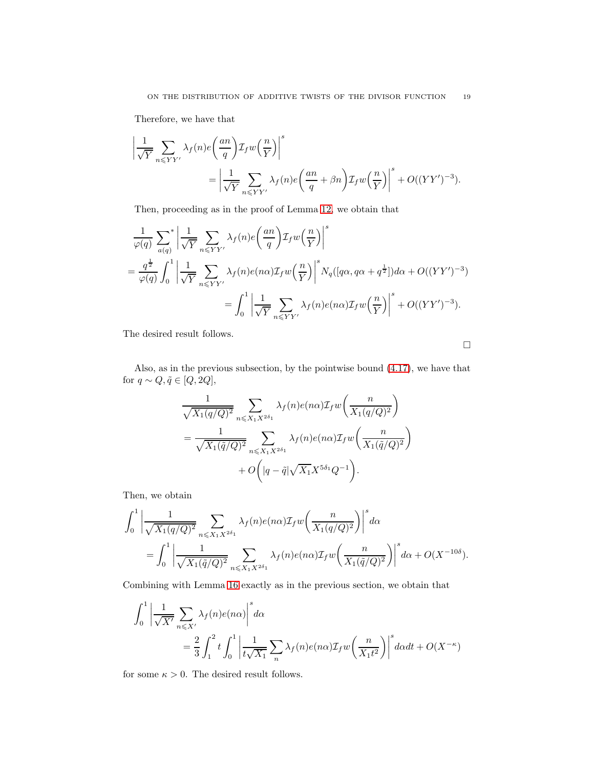Therefore, we have that

$$\left|\frac{1}{\sqrt{Y}}\sum_{n\leqslant YY'}\lambda_f(n)e\bigg(\frac{an}{q}\bigg)\mathcal{I}_f w\Big(\frac{n}{Y}\Big)\right|^s = \left|\frac{1}{\sqrt{Y}}\sum_{n\leqslant YY'}\lambda_f(n)e\bigg(\frac{an}{q}+\beta n\bigg)\mathcal{I}_f w\Big(\frac{n}{Y}\Big)\right|^s + O((YY')^{-3}).$$

Then, proceeding as in the proof of Lemma 12, we obtain that

$$\begin{aligned}
&\frac{1}{\varphi(q)}\sideset{}{^*}\sum_{a(q)}\left|\frac{1}{\sqrt{Y}}\sum_{n\leqslant YY'}\lambda_f(n)e\bigg(\frac{an}{q}\bigg)\mathcal{I}_f w\Big(\frac{n}{Y}\Big)\right|^s \\
&= \frac{q^{\frac{1}{2}}}{\varphi(q)}\int_0^1\left|\frac{1}{\sqrt{Y}}\sum_{n\leqslant YY'}\lambda_f(n)e(n\alpha)\mathcal{I}_f w\Big(\frac{n}{Y}\Big)\right|^s N_q([q\alpha, q\alpha+q^{\frac{1}{2}}])d\alpha + O((YY')^{-3}) \\
&= \int_0^1\left|\frac{1}{\sqrt{Y}}\sum_{n\leqslant YY'}\lambda_f(n)e(n\alpha)\mathcal{I}_f w\Big(\frac{n}{Y}\Big)\right|^s + O((YY')^{-3}).
\end{aligned}$$

The desired result follows.

∎

Also, as in the previous subsection, by the pointwise bound (4.17), we have that for $q \sim Q, \tilde{q} \in [Q, 2Q]$,

$$\begin{aligned}
&\frac{1}{\sqrt{X_1(q/Q)^2}}\sum_{n\leqslant X_1X^{2\delta_1}}\lambda_f(n)e(n\alpha)\mathcal{I}_f w\bigg(\frac{n}{X_1(q/Q)^2}\bigg) \\
&= \frac{1}{\sqrt{X_1(\tilde{q}/Q)^2}}\sum_{n\leqslant X_1X^{2\delta_1}}\lambda_f(n)e(n\alpha)\mathcal{I}_f w\bigg(\frac{n}{X_1(\tilde{q}/Q)^2}\bigg) \\
&\qquad + O\bigg(|q-\tilde{q}|\sqrt{X_1}X^{5\delta_1}Q^{-1}\bigg).
\end{aligned}$$

Then, we obtain

$$\begin{aligned}
&\int_0^1\left|\frac{1}{\sqrt{X_1(q/Q)^2}}\sum_{n\leqslant X_1X^{2\delta_1}}\lambda_f(n)e(n\alpha)\mathcal{I}_f w\bigg(\frac{n}{X_1(q/Q)^2}\bigg)\right|^s d\alpha \\
&= \int_0^1\left|\frac{1}{\sqrt{X_1(\tilde{q}/Q)^2}}\sum_{n\leqslant X_1X^{2\delta_1}}\lambda_f(n)e(n\alpha)\mathcal{I}_f w\bigg(\frac{n}{X_1(\tilde{q}/Q)^2}\bigg)\right|^s d\alpha + O(X^{-10\delta}).
\end{aligned}$$

Combining with Lemma 16 exactly as in the previous section, we obtain that

$$\begin{aligned}
&\int_0^1\left|\frac{1}{\sqrt{X'}}\sum_{n\leqslant X'}\lambda_f(n)e(n\alpha)\right|^s d\alpha \\
&= \frac{2}{3}\int_1^2 t\int_0^1\left|\frac{1}{t\sqrt{X_1}}\sum_n\lambda_f(n)e(n\alpha)\mathcal{I}_f w\bigg(\frac{n}{X_1t^2}\bigg)\right|^s d\alpha dt + O(X^{-\kappa})
\end{aligned}$$

for some $\kappa > 0$. The desired result follows.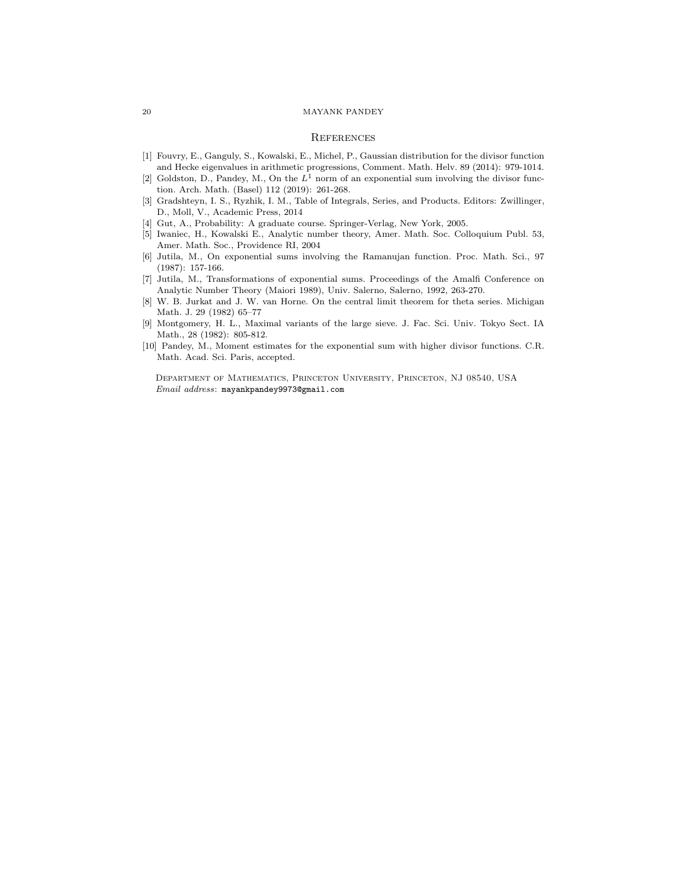## References

[1] Fouvry, E., Ganguly, S., Kowalski, E., Michel, P., Gaussian distribution for the divisor function and Hecke eigenvalues in arithmetic progressions, Comment. Math. Helv. 89 (2014): 979-1014.

[2] Goldston, D., Pandey, M., On the $L^1$ norm of an exponential sum involving the divisor function. Arch. Math. (Basel) 112 (2019): 261-268.

[3] Gradshteyn, I. S., Ryzhik, I. M., Table of Integrals, Series, and Products. Editors: Zwillinger, D., Moll, V., Academic Press, 2014

[4] Gut, A., Probability: A graduate course. Springer-Verlag, New York, 2005.

[5] Iwaniec, H., Kowalski E., Analytic number theory, Amer. Math. Soc. Colloquium Publ. 53, Amer. Math. Soc., Providence RI, 2004

[6] Jutila, M., On exponential sums involving the Ramanujan function. Proc. Math. Sci., 97 (1987): 157-166.

[7] Jutila, M., Transformations of exponential sums. Proceedings of the Amalfi Conference on Analytic Number Theory (Maiori 1989), Univ. Salerno, Salerno, 1992, 263-270.

[8] W. B. Jurkat and J. W. van Horne. On the central limit theorem for theta series. Michigan Math. J. 29 (1982) 65–77

[9] Montgomery, H. L., Maximal variants of the large sieve. J. Fac. Sci. Univ. Tokyo Sect. IA Math., 28 (1982): 805-812.

[10] Pandey, M., Moment estimates for the exponential sum with higher divisor functions. C.R. Math. Acad. Sci. Paris, accepted.

Department of Mathematics, Princeton University, Princeton, NJ 08540, USA

*Email address*: mayankpandey9973@gmail.com